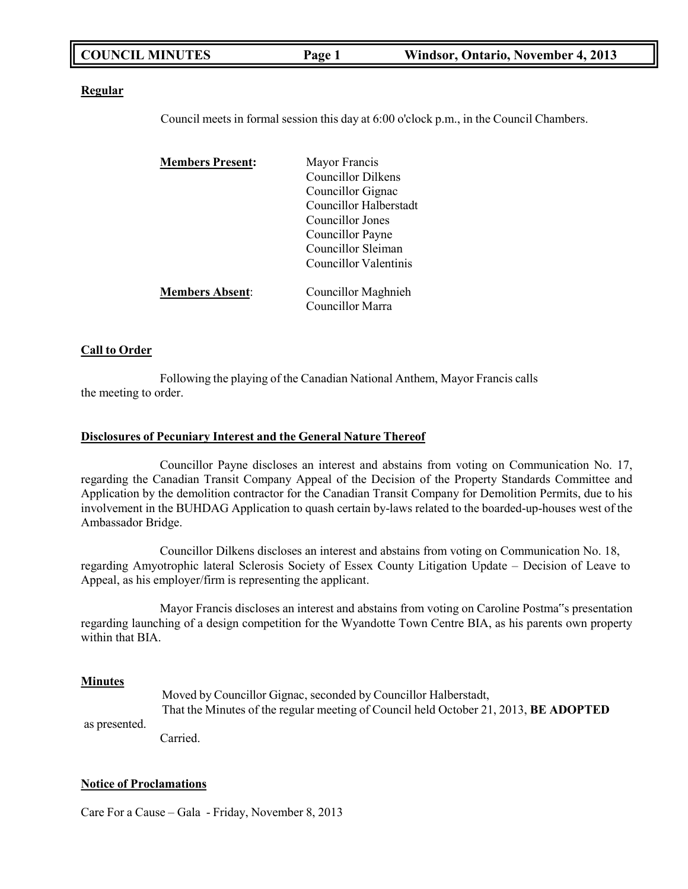# COUNCIL MINUTES — Windsor, Ontario, November 4, 2013

## Regular

Council meets in formal session this day at 6:00 o'clock p.m., in the Council Chambers.

**Members Present:**
- Mayor Francis
- Councillor Dilkens
- Councillor Gignac
- Councillor Halberstadt
- Councillor Jones
- Councillor Payne
- Councillor Sleiman
- Councillor Valentinis

**Members Absent:**
- Councillor Maghnieh
- Councillor Marra

## Call to Order

Following the playing of the Canadian National Anthem, Mayor Francis calls the meeting to order.

## Disclosures of Pecuniary Interest and the General Nature Thereof

Councillor Payne discloses an interest and abstains from voting on Communication No. 17, regarding the Canadian Transit Company Appeal of the Decision of the Property Standards Committee and Application by the demolition contractor for the Canadian Transit Company for Demolition Permits, due to his involvement in the BUHDAG Application to quash certain by-laws related to the boarded-up-houses west of the Ambassador Bridge.

Councillor Dilkens discloses an interest and abstains from voting on Communication No. 18, regarding Amyotrophic lateral Sclerosis Society of Essex County Litigation Update – Decision of Leave to Appeal, as his employer/firm is representing the applicant.

Mayor Francis discloses an interest and abstains from voting on Caroline Postma"s presentation regarding launching of a design competition for the Wyandotte Town Centre BIA, as his parents own property within that BIA.

## Minutes

Moved by Councillor Gignac, seconded by Councillor Halberstadt,
That the Minutes of the regular meeting of Council held October 21, 2013, **BE ADOPTED** as presented.
Carried.

## Notice of Proclamations

Care For a Cause – Gala - Friday, November 8, 2013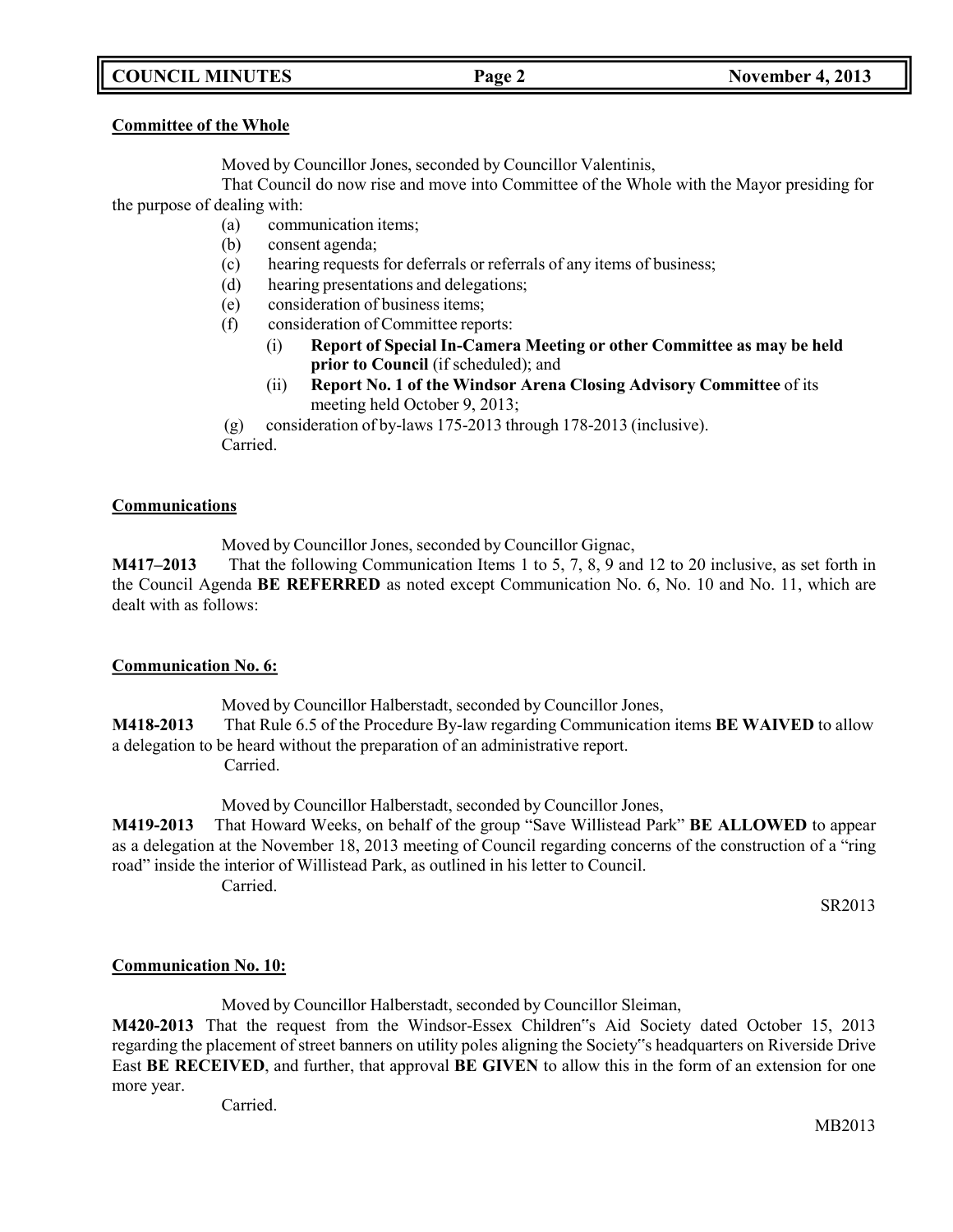**Committee of the Whole**

Moved by Councillor Jones, seconded by Councillor Valentinis,

That Council do now rise and move into Committee of the Whole with the Mayor presiding for the purpose of dealing with:

- (a) communication items;
- (b) consent agenda;
- (c) hearing requests for deferrals or referrals of any items of business;
- (d) hearing presentations and delegations;
- (e) consideration of business items;
- (f) consideration of Committee reports:
  - (i) **Report of Special In-Camera Meeting or other Committee as may be held prior to Council** (if scheduled); and
  - (ii) **Report No. 1 of the Windsor Arena Closing Advisory Committee** of its meeting held October 9, 2013;
- (g) consideration of by-laws 175-2013 through 178-2013 (inclusive).

Carried.

**Communications**

Moved by Councillor Jones, seconded by Councillor Gignac,

**M417–2013** That the following Communication Items 1 to 5, 7, 8, 9 and 12 to 20 inclusive, as set forth in the Council Agenda **BE REFERRED** as noted except Communication No. 6, No. 10 and No. 11, which are dealt with as follows:

**Communication No. 6:**

Moved by Councillor Halberstadt, seconded by Councillor Jones,

**M418-2013** That Rule 6.5 of the Procedure By-law regarding Communication items **BE WAIVED** to allow a delegation to be heard without the preparation of an administrative report.

Carried.

Moved by Councillor Halberstadt, seconded by Councillor Jones,

**M419-2013** That Howard Weeks, on behalf of the group "Save Willistead Park" **BE ALLOWED** to appear as a delegation at the November 18, 2013 meeting of Council regarding concerns of the construction of a "ring road" inside the interior of Willistead Park, as outlined in his letter to Council.

Carried.

SR2013

**Communication No. 10:**

Moved by Councillor Halberstadt, seconded by Councillor Sleiman,

**M420-2013** That the request from the Windsor-Essex Children"s Aid Society dated October 15, 2013 regarding the placement of street banners on utility poles aligning the Society"s headquarters on Riverside Drive East **BE RECEIVED**, and further, that approval **BE GIVEN** to allow this in the form of an extension for one more year.

Carried.

MB2013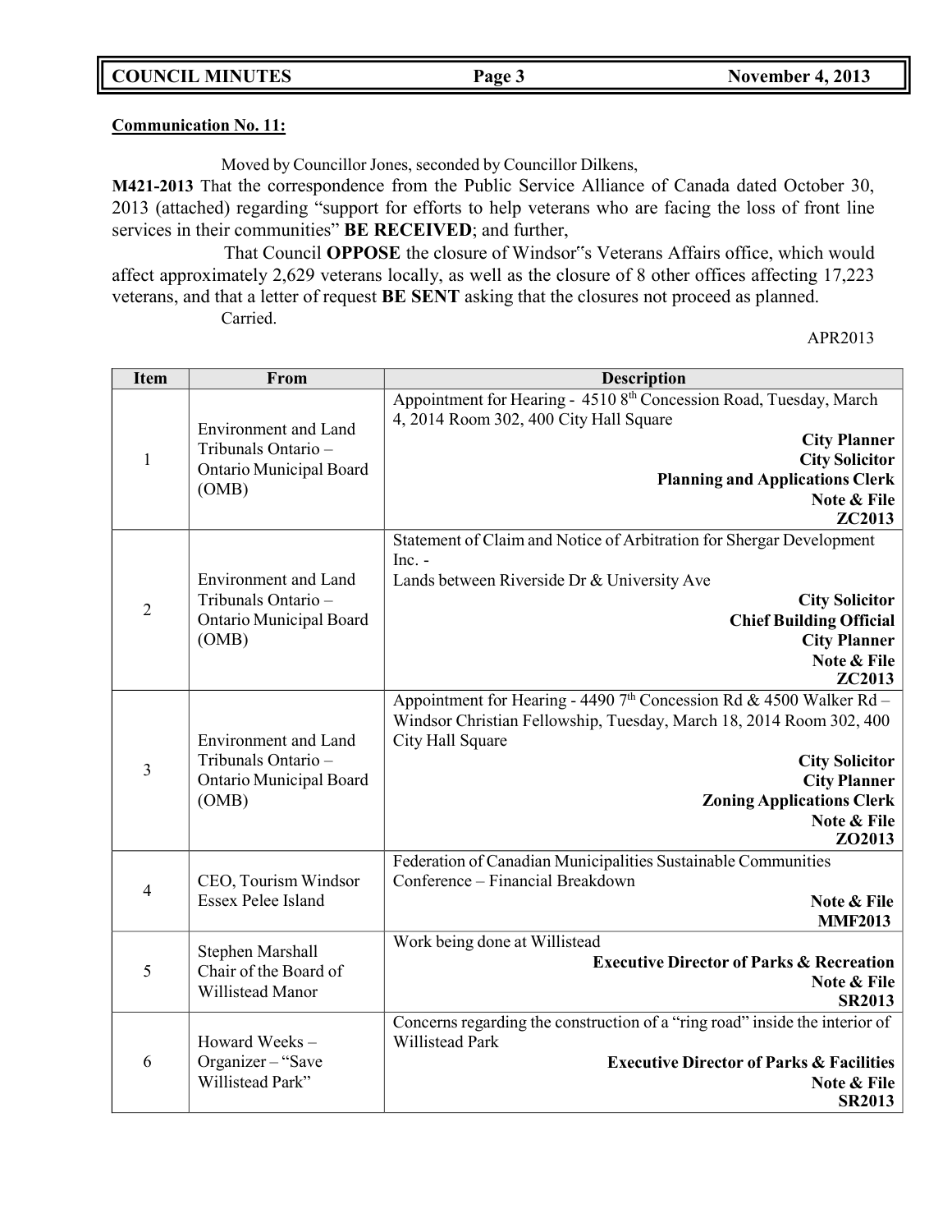**Communication No. 11:**

Moved by Councillor Jones, seconded by Councillor Dilkens,

**M421-2013** That the correspondence from the Public Service Alliance of Canada dated October 30, 2013 (attached) regarding "support for efforts to help veterans who are facing the loss of front line services in their communities" **BE RECEIVED**; and further,

That Council **OPPOSE** the closure of Windsor‟s Veterans Affairs office, which would affect approximately 2,629 veterans locally, as well as the closure of 8 other offices affecting 17,223 veterans, and that a letter of request **BE SENT** asking that the closures not proceed as planned.

Carried.

APR2013

| Item | From | Description |
|---|---|---|
| 1 | Environment and Land Tribunals Ontario – Ontario Municipal Board (OMB) | Appointment for Hearing - 4510 8th Concession Road, Tuesday, March 4, 2014 Room 302, 400 City Hall Square<br>**City Planner**<br>**City Solicitor**<br>**Planning and Applications Clerk**<br>**Note & File**<br>**ZC2013** |
| 2 | Environment and Land Tribunals Ontario – Ontario Municipal Board (OMB) | Statement of Claim and Notice of Arbitration for Shergar Development Inc. -<br>Lands between Riverside Dr & University Ave<br>**City Solicitor**<br>**Chief Building Official**<br>**City Planner**<br>**Note & File**<br>**ZC2013** |
| 3 | Environment and Land Tribunals Ontario – Ontario Municipal Board (OMB) | Appointment for Hearing - 4490 7th Concession Rd & 4500 Walker Rd – Windsor Christian Fellowship, Tuesday, March 18, 2014 Room 302, 400 City Hall Square<br>**City Solicitor**<br>**City Planner**<br>**Zoning Applications Clerk**<br>**Note & File**<br>**ZO2013** |
| 4 | CEO, Tourism Windsor Essex Pelee Island | Federation of Canadian Municipalities Sustainable Communities Conference – Financial Breakdown<br>**Note & File**<br>**MMF2013** |
| 5 | Stephen Marshall Chair of the Board of Willistead Manor | Work being done at Willistead<br>**Executive Director of Parks & Recreation**<br>**Note & File**<br>**SR2013** |
| 6 | Howard Weeks – Organizer – "Save Willistead Park" | Concerns regarding the construction of a "ring road" inside the interior of Willistead Park<br>**Executive Director of Parks & Facilities**<br>**Note & File**<br>**SR2013** |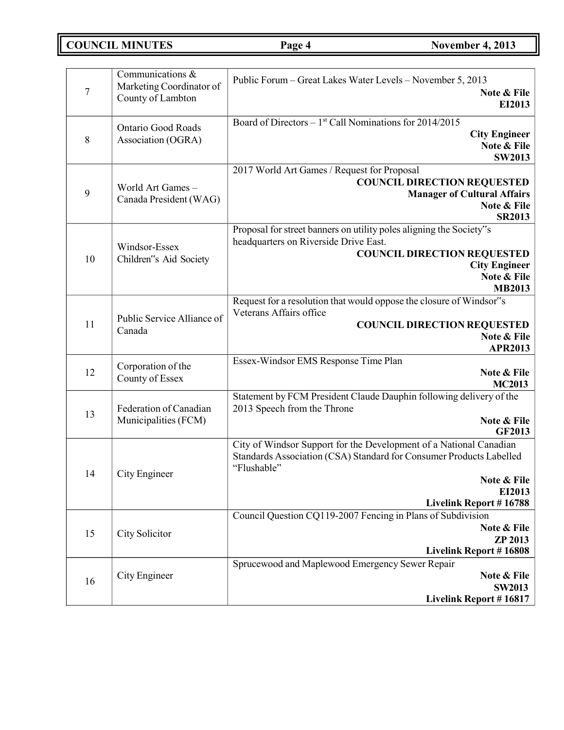| | | |
|---|---|---|
| 7 | Communications & Marketing Coordinator of County of Lambton | Public Forum – Great Lakes Water Levels – November 5, 2013<br>**Note & File**<br>**EI2013** |
| 8 | Ontario Good Roads Association (OGRA) | Board of Directors – 1st Call Nominations for 2014/2015<br>**City Engineer**<br>**Note & File**<br>**SW2013** |
| 9 | World Art Games – Canada President (WAG) | 2017 World Art Games / Request for Proposal<br>**COUNCIL DIRECTION REQUESTED**<br>**Manager of Cultural Affairs**<br>**Note & File**<br>**SR2013** |
| 10 | Windsor-Essex Children"s Aid Society | Proposal for street banners on utility poles aligning the Society"s headquarters on Riverside Drive East.<br>**COUNCIL DIRECTION REQUESTED**<br>**City Engineer**<br>**Note & File**<br>**MB2013** |
| 11 | Public Service Alliance of Canada | Request for a resolution that would oppose the closure of Windsor"s Veterans Affairs office<br>**COUNCIL DIRECTION REQUESTED**<br>**Note & File**<br>**APR2013** |
| 12 | Corporation of the County of Essex | Essex-Windsor EMS Response Time Plan<br>**Note & File**<br>**MC2013** |
| 13 | Federation of Canadian Municipalities (FCM) | Statement by FCM President Claude Dauphin following delivery of the 2013 Speech from the Throne<br>**Note & File**<br>**GF2013** |
| 14 | City Engineer | City of Windsor Support for the Development of a National Canadian Standards Association (CSA) Standard for Consumer Products Labelled "Flushable"<br>**Note & File**<br>**EI2013**<br>**Livelink Report # 16788** |
| 15 | City Solicitor | Council Question CQ119-2007 Fencing in Plans of Subdivision<br>**Note & File**<br>**ZP 2013**<br>**Livelink Report # 16808** |
| 16 | City Engineer | Sprucewood and Maplewood Emergency Sewer Repair<br>**Note & File**<br>**SW2013**<br>**Livelink Report # 16817** |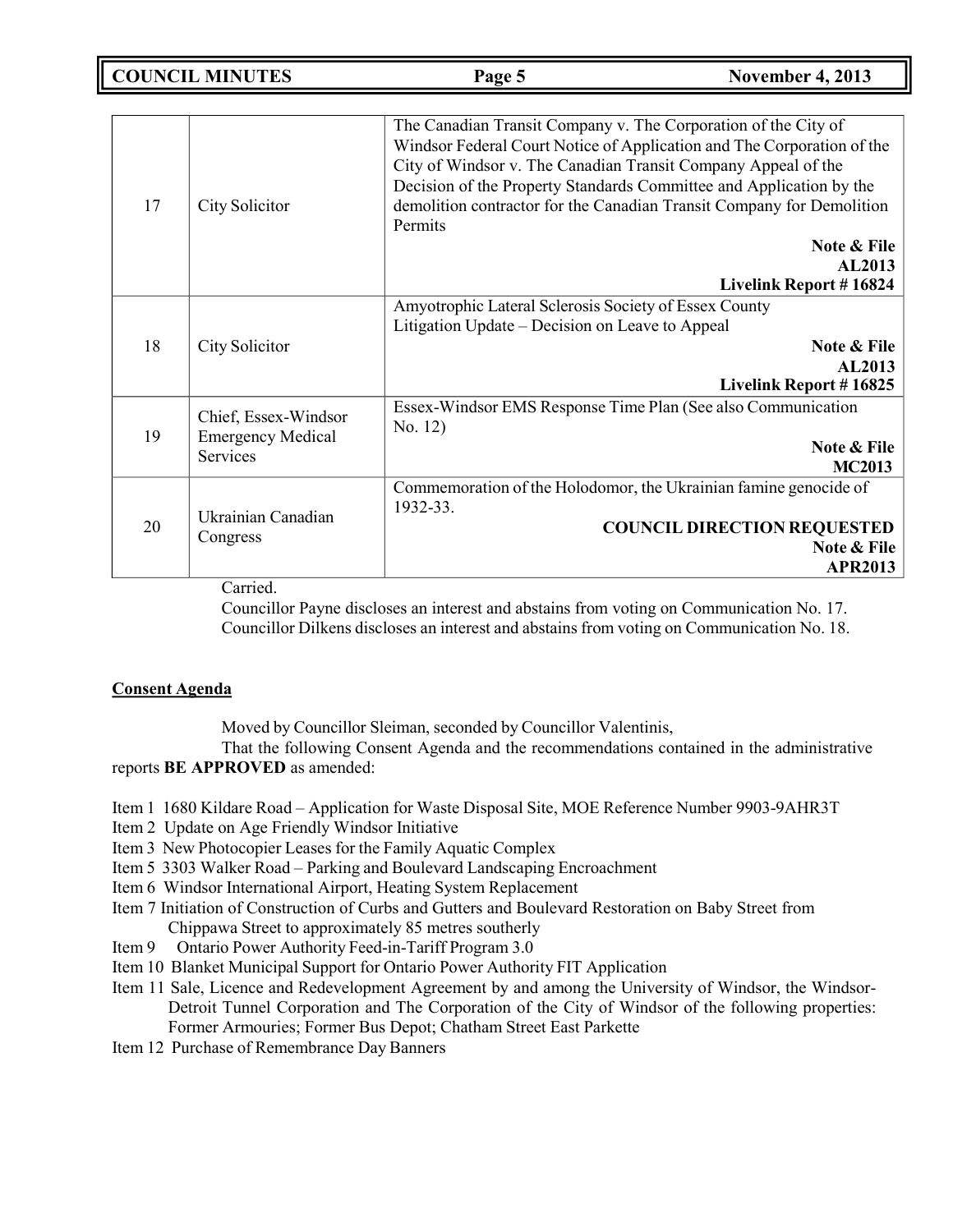| | | |
|---|---|---|
| 17 | City Solicitor | The Canadian Transit Company v. The Corporation of the City of Windsor Federal Court Notice of Application and The Corporation of the City of Windsor v. The Canadian Transit Company Appeal of the Decision of the Property Standards Committee and Application by the demolition contractor for the Canadian Transit Company for Demolition Permits<br>**Note & File**<br>**AL2013**<br>**Livelink Report # 16824** |
| 18 | City Solicitor | Amyotrophic Lateral Sclerosis Society of Essex County Litigation Update – Decision on Leave to Appeal<br>**Note & File**<br>**AL2013**<br>**Livelink Report # 16825** |
| 19 | Chief, Essex-Windsor Emergency Medical Services | Essex-Windsor EMS Response Time Plan (See also Communication No. 12)<br>**Note & File**<br>**MC2013** |
| 20 | Ukrainian Canadian Congress | Commemoration of the Holodomor, the Ukrainian famine genocide of 1932-33.<br>**COUNCIL DIRECTION REQUESTED**<br>**Note & File**<br>**APR2013** |

Carried.

Councillor Payne discloses an interest and abstains from voting on Communication No. 17.

Councillor Dilkens discloses an interest and abstains from voting on Communication No. 18.

**Consent Agenda**

Moved by Councillor Sleiman, seconded by Councillor Valentinis,

That the following Consent Agenda and the recommendations contained in the administrative reports **BE APPROVED** as amended:

Item 1 1680 Kildare Road – Application for Waste Disposal Site, MOE Reference Number 9903-9AHR3T

Item 2 Update on Age Friendly Windsor Initiative

Item 3 New Photocopier Leases for the Family Aquatic Complex

Item 5 3303 Walker Road – Parking and Boulevard Landscaping Encroachment

Item 6 Windsor International Airport, Heating System Replacement

Item 7 Initiation of Construction of Curbs and Gutters and Boulevard Restoration on Baby Street from Chippawa Street to approximately 85 metres southerly

Item 9 Ontario Power Authority Feed-in-Tariff Program 3.0

Item 10 Blanket Municipal Support for Ontario Power Authority FIT Application

Item 11 Sale, Licence and Redevelopment Agreement by and among the University of Windsor, the Windsor-Detroit Tunnel Corporation and The Corporation of the City of Windsor of the following properties: Former Armouries; Former Bus Depot; Chatham Street East Parkette

Item 12 Purchase of Remembrance Day Banners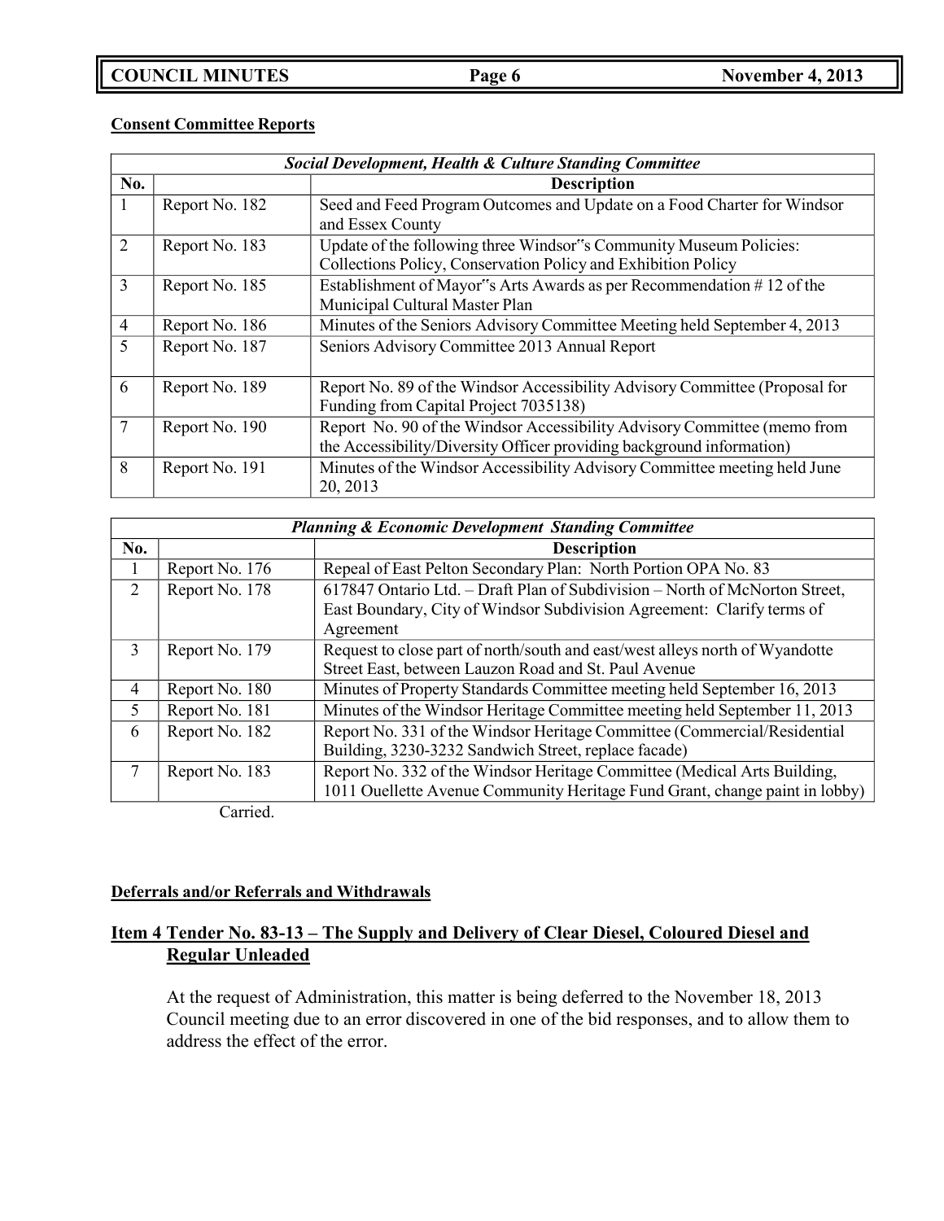**Consent Committee Reports**

| *Social Development, Health & Culture Standing Committee* | | |
|---|---|---|
| **No.** | | **Description** |
| 1 | Report No. 182 | Seed and Feed Program Outcomes and Update on a Food Charter for Windsor and Essex County |
| 2 | Report No. 183 | Update of the following three Windsor‟s Community Museum Policies: Collections Policy, Conservation Policy and Exhibition Policy |
| 3 | Report No. 185 | Establishment of Mayor‟s Arts Awards as per Recommendation # 12 of the Municipal Cultural Master Plan |
| 4 | Report No. 186 | Minutes of the Seniors Advisory Committee Meeting held September 4, 2013 |
| 5 | Report No. 187 | Seniors Advisory Committee 2013 Annual Report |
| 6 | Report No. 189 | Report No. 89 of the Windsor Accessibility Advisory Committee (Proposal for Funding from Capital Project 7035138) |
| 7 | Report No. 190 | Report No. 90 of the Windsor Accessibility Advisory Committee (memo from the Accessibility/Diversity Officer providing background information) |
| 8 | Report No. 191 | Minutes of the Windsor Accessibility Advisory Committee meeting held June 20, 2013 |

| *Planning & Economic Development Standing Committee* | | |
|---|---|---|
| **No.** | | **Description** |
| 1 | Report No. 176 | Repeal of East Pelton Secondary Plan: North Portion OPA No. 83 |
| 2 | Report No. 178 | 617847 Ontario Ltd. – Draft Plan of Subdivision – North of McNorton Street, East Boundary, City of Windsor Subdivision Agreement: Clarify terms of Agreement |
| 3 | Report No. 179 | Request to close part of north/south and east/west alleys north of Wyandotte Street East, between Lauzon Road and St. Paul Avenue |
| 4 | Report No. 180 | Minutes of Property Standards Committee meeting held September 16, 2013 |
| 5 | Report No. 181 | Minutes of the Windsor Heritage Committee meeting held September 11, 2013 |
| 6 | Report No. 182 | Report No. 331 of the Windsor Heritage Committee (Commercial/Residential Building, 3230-3232 Sandwich Street, replace facade) |
| 7 | Report No. 183 | Report No. 332 of the Windsor Heritage Committee (Medical Arts Building, 1011 Ouellette Avenue Community Heritage Fund Grant, change paint in lobby) |

Carried.

**Deferrals and/or Referrals and Withdrawals**

## Item 4 Tender No. 83-13 – The Supply and Delivery of Clear Diesel, Coloured Diesel and Regular Unleaded

At the request of Administration, this matter is being deferred to the November 18, 2013 Council meeting due to an error discovered in one of the bid responses, and to allow them to address the effect of the error.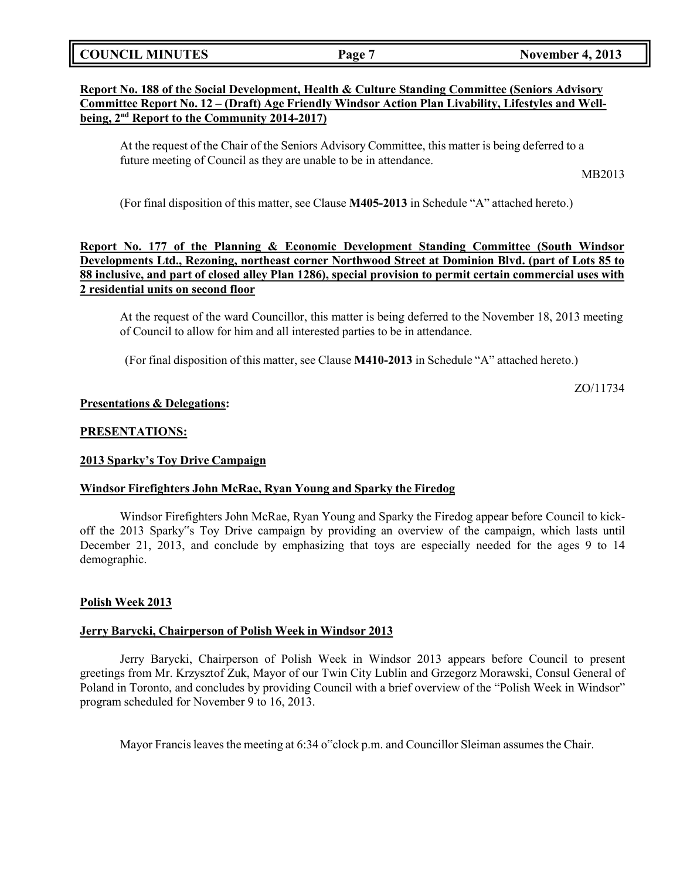**Report No. 188 of the Social Development, Health & Culture Standing Committee (Seniors Advisory Committee Report No. 12 – (Draft) Age Friendly Windsor Action Plan Livability, Lifestyles and Well-being, 2nd Report to the Community 2014-2017)**

At the request of the Chair of the Seniors Advisory Committee, this matter is being deferred to a future meeting of Council as they are unable to be in attendance.

MB2013

(For final disposition of this matter, see Clause **M405-2013** in Schedule "A" attached hereto.)

**Report No. 177 of the Planning & Economic Development Standing Committee (South Windsor Developments Ltd., Rezoning, northeast corner Northwood Street at Dominion Blvd. (part of Lots 85 to 88 inclusive, and part of closed alley Plan 1286), special provision to permit certain commercial uses with 2 residential units on second floor**

At the request of the ward Councillor, this matter is being deferred to the November 18, 2013 meeting of Council to allow for him and all interested parties to be in attendance.

(For final disposition of this matter, see Clause **M410-2013** in Schedule "A" attached hereto.)

ZO/11734

**Presentations & Delegations:**

**PRESENTATIONS:**

**2013 Sparky's Toy Drive Campaign**

**Windsor Firefighters John McRae, Ryan Young and Sparky the Firedog**

Windsor Firefighters John McRae, Ryan Young and Sparky the Firedog appear before Council to kick-off the 2013 Sparky"s Toy Drive campaign by providing an overview of the campaign, which lasts until December 21, 2013, and conclude by emphasizing that toys are especially needed for the ages 9 to 14 demographic.

**Polish Week 2013**

**Jerry Barycki, Chairperson of Polish Week in Windsor 2013**

Jerry Barycki, Chairperson of Polish Week in Windsor 2013 appears before Council to present greetings from Mr. Krzysztof Zuk, Mayor of our Twin City Lublin and Grzegorz Morawski, Consul General of Poland in Toronto, and concludes by providing Council with a brief overview of the "Polish Week in Windsor" program scheduled for November 9 to 16, 2013.

Mayor Francis leaves the meeting at 6:34 o"clock p.m. and Councillor Sleiman assumes the Chair.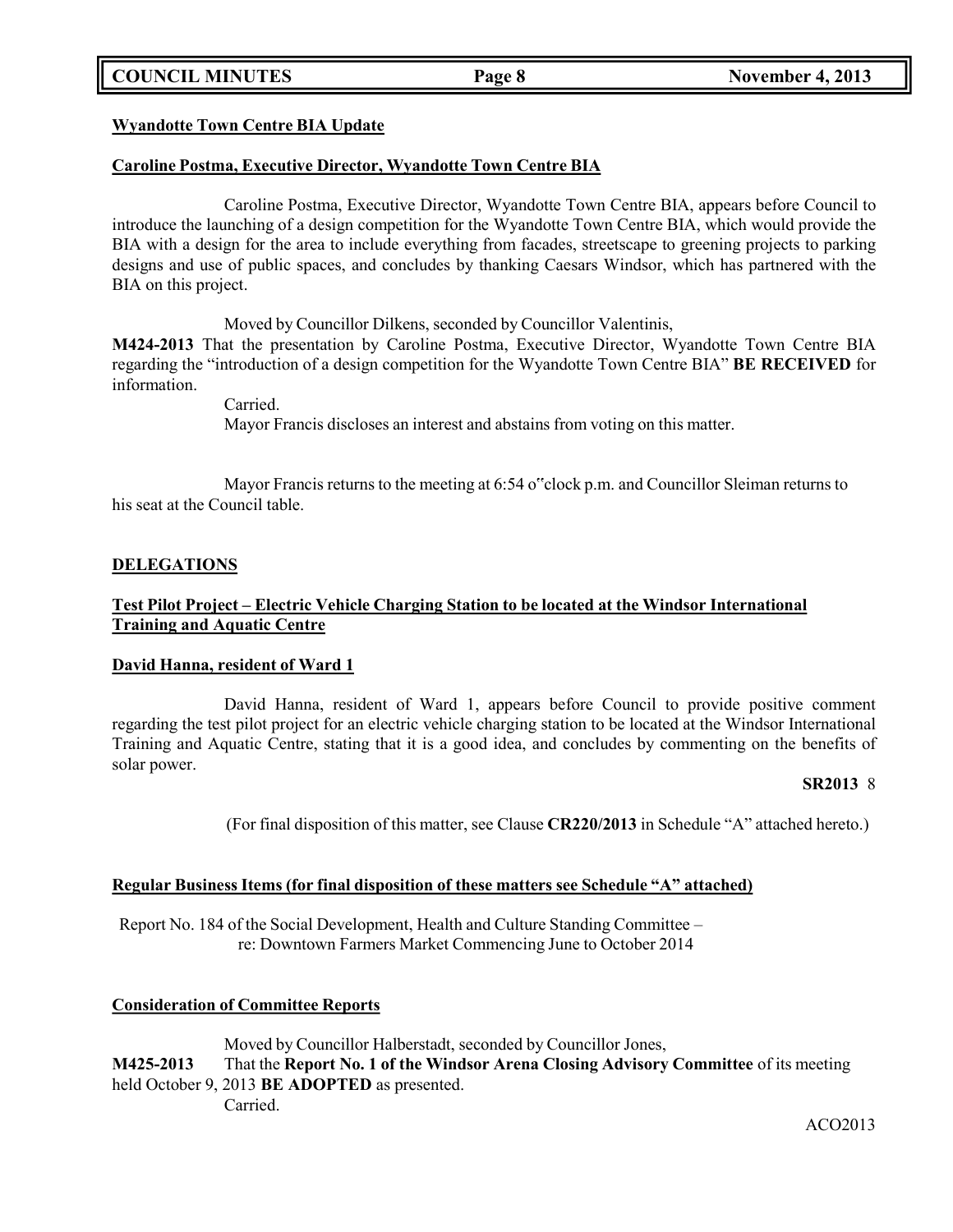**Wyandotte Town Centre BIA Update**

**Caroline Postma, Executive Director, Wyandotte Town Centre BIA**

Caroline Postma, Executive Director, Wyandotte Town Centre BIA, appears before Council to introduce the launching of a design competition for the Wyandotte Town Centre BIA, which would provide the BIA with a design for the area to include everything from facades, streetscape to greening projects to parking designs and use of public spaces, and concludes by thanking Caesars Windsor, which has partnered with the BIA on this project.

Moved by Councillor Dilkens, seconded by Councillor Valentinis,

**M424-2013** That the presentation by Caroline Postma, Executive Director, Wyandotte Town Centre BIA regarding the "introduction of a design competition for the Wyandotte Town Centre BIA" **BE RECEIVED** for information.

Carried.

Mayor Francis discloses an interest and abstains from voting on this matter.

Mayor Francis returns to the meeting at 6:54 o"clock p.m. and Councillor Sleiman returns to his seat at the Council table.

**DELEGATIONS**

**Test Pilot Project – Electric Vehicle Charging Station to be located at the Windsor International Training and Aquatic Centre**

**David Hanna, resident of Ward 1**

David Hanna, resident of Ward 1, appears before Council to provide positive comment regarding the test pilot project for an electric vehicle charging station to be located at the Windsor International Training and Aquatic Centre, stating that it is a good idea, and concludes by commenting on the benefits of solar power.

**SR2013** 8

(For final disposition of this matter, see Clause **CR220/2013** in Schedule "A" attached hereto.)

**Regular Business Items (for final disposition of these matters see Schedule "A" attached)**

Report No. 184 of the Social Development, Health and Culture Standing Committee – re: Downtown Farmers Market Commencing June to October 2014

**Consideration of Committee Reports**

Moved by Councillor Halberstadt, seconded by Councillor Jones,

**M425-2013** That the **Report No. 1 of the Windsor Arena Closing Advisory Committee** of its meeting held October 9, 2013 **BE ADOPTED** as presented.

Carried.

ACO2013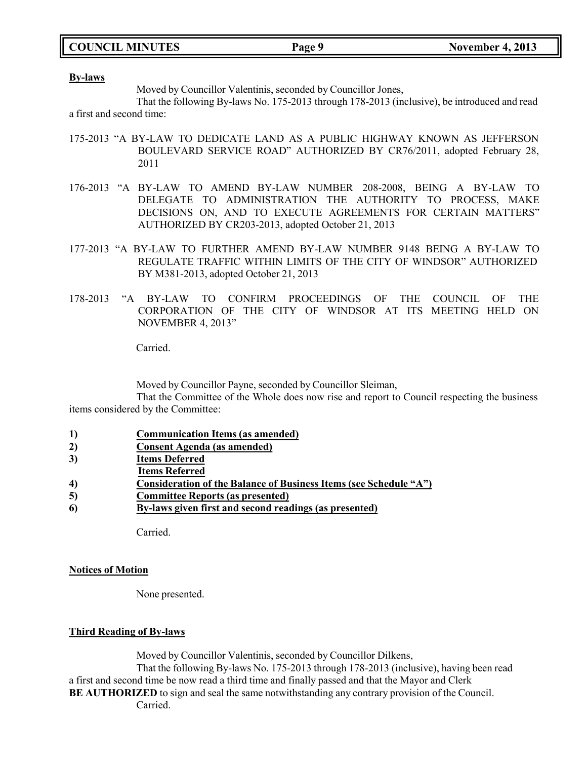**By-laws**

Moved by Councillor Valentinis, seconded by Councillor Jones,

That the following By-laws No. 175-2013 through 178-2013 (inclusive), be introduced and read a first and second time:

175-2013 "A BY-LAW TO DEDICATE LAND AS A PUBLIC HIGHWAY KNOWN AS JEFFERSON BOULEVARD SERVICE ROAD" AUTHORIZED BY CR76/2011, adopted February 28, 2011

176-2013 "A BY-LAW TO AMEND BY-LAW NUMBER 208-2008, BEING A BY-LAW TO DELEGATE TO ADMINISTRATION THE AUTHORITY TO PROCESS, MAKE DECISIONS ON, AND TO EXECUTE AGREEMENTS FOR CERTAIN MATTERS" AUTHORIZED BY CR203-2013, adopted October 21, 2013

177-2013 "A BY-LAW TO FURTHER AMEND BY-LAW NUMBER 9148 BEING A BY-LAW TO REGULATE TRAFFIC WITHIN LIMITS OF THE CITY OF WINDSOR" AUTHORIZED BY M381-2013, adopted October 21, 2013

178-2013 "A BY-LAW TO CONFIRM PROCEEDINGS OF THE COUNCIL OF THE CORPORATION OF THE CITY OF WINDSOR AT ITS MEETING HELD ON NOVEMBER 4, 2013"

Carried.

Moved by Councillor Payne, seconded by Councillor Sleiman,

That the Committee of the Whole does now rise and report to Council respecting the business items considered by the Committee:

1) **Communication Items (as amended)**
2) **Consent Agenda (as amended)**
3) **Items Deferred**
   **Items Referred**
4) **Consideration of the Balance of Business Items (see Schedule "A")**
5) **Committee Reports (as presented)**
6) **By-laws given first and second readings (as presented)**

Carried.

**Notices of Motion**

None presented.

**Third Reading of By-laws**

Moved by Councillor Valentinis, seconded by Councillor Dilkens,

That the following By-laws No. 175-2013 through 178-2013 (inclusive), having been read a first and second time be now read a third time and finally passed and that the Mayor and Clerk **BE AUTHORIZED** to sign and seal the same notwithstanding any contrary provision of the Council.

Carried.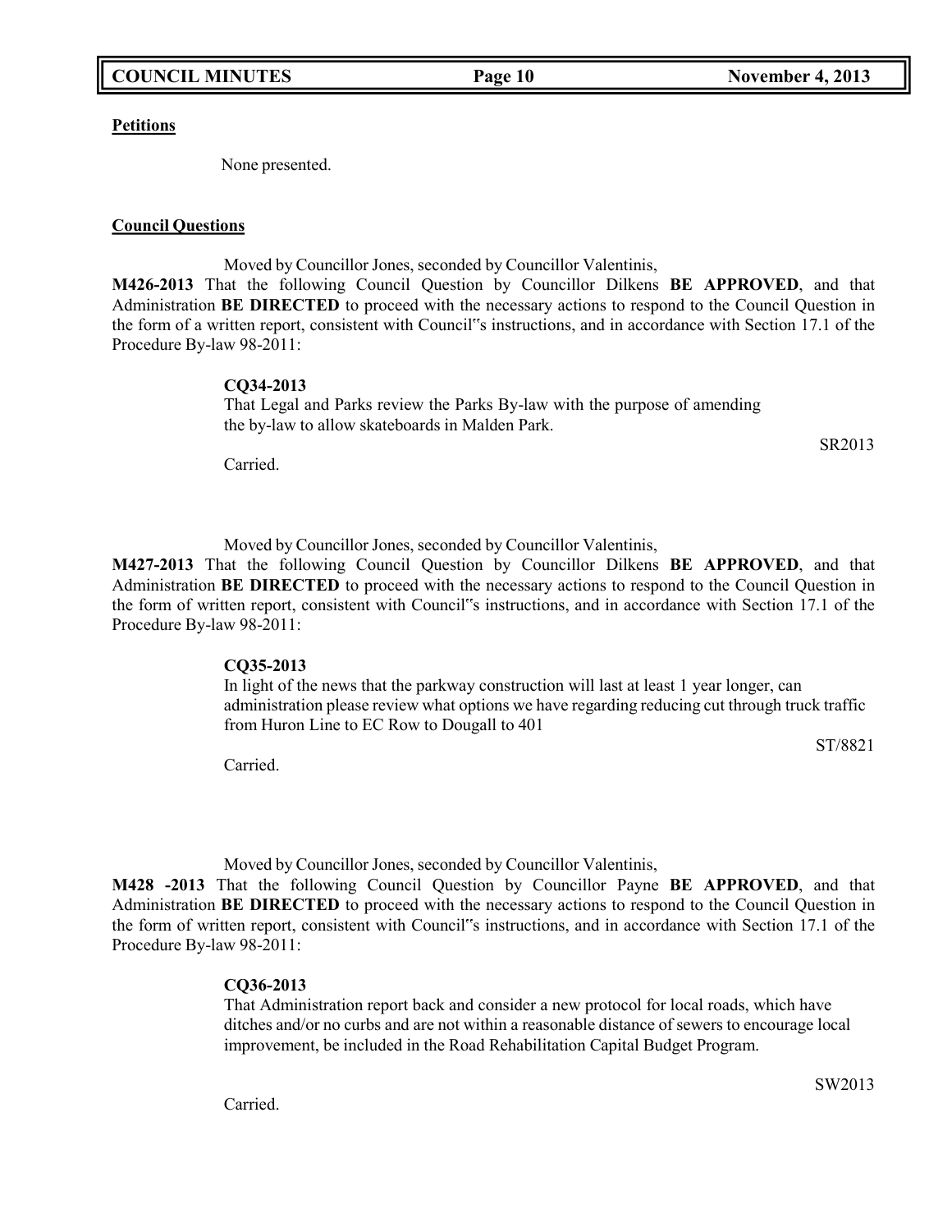**Petitions**

None presented.

**Council Questions**

Moved by Councillor Jones, seconded by Councillor Valentinis,

**M426-2013** That the following Council Question by Councillor Dilkens **BE APPROVED**, and that Administration **BE DIRECTED** to proceed with the necessary actions to respond to the Council Question in the form of a written report, consistent with Council"s instructions, and in accordance with Section 17.1 of the Procedure By-law 98-2011:

**CQ34-2013**
That Legal and Parks review the Parks By-law with the purpose of amending the by-law to allow skateboards in Malden Park.

SR2013

Carried.

Moved by Councillor Jones, seconded by Councillor Valentinis,

**M427-2013** That the following Council Question by Councillor Dilkens **BE APPROVED**, and that Administration **BE DIRECTED** to proceed with the necessary actions to respond to the Council Question in the form of written report, consistent with Council"s instructions, and in accordance with Section 17.1 of the Procedure By-law 98-2011:

**CQ35-2013**
In light of the news that the parkway construction will last at least 1 year longer, can administration please review what options we have regarding reducing cut through truck traffic from Huron Line to EC Row to Dougall to 401

ST/8821

Carried.

Moved by Councillor Jones, seconded by Councillor Valentinis,

**M428 -2013** That the following Council Question by Councillor Payne **BE APPROVED**, and that Administration **BE DIRECTED** to proceed with the necessary actions to respond to the Council Question in the form of written report, consistent with Council"s instructions, and in accordance with Section 17.1 of the Procedure By-law 98-2011:

**CQ36-2013**
That Administration report back and consider a new protocol for local roads, which have ditches and/or no curbs and are not within a reasonable distance of sewers to encourage local improvement, be included in the Road Rehabilitation Capital Budget Program.

SW2013

Carried.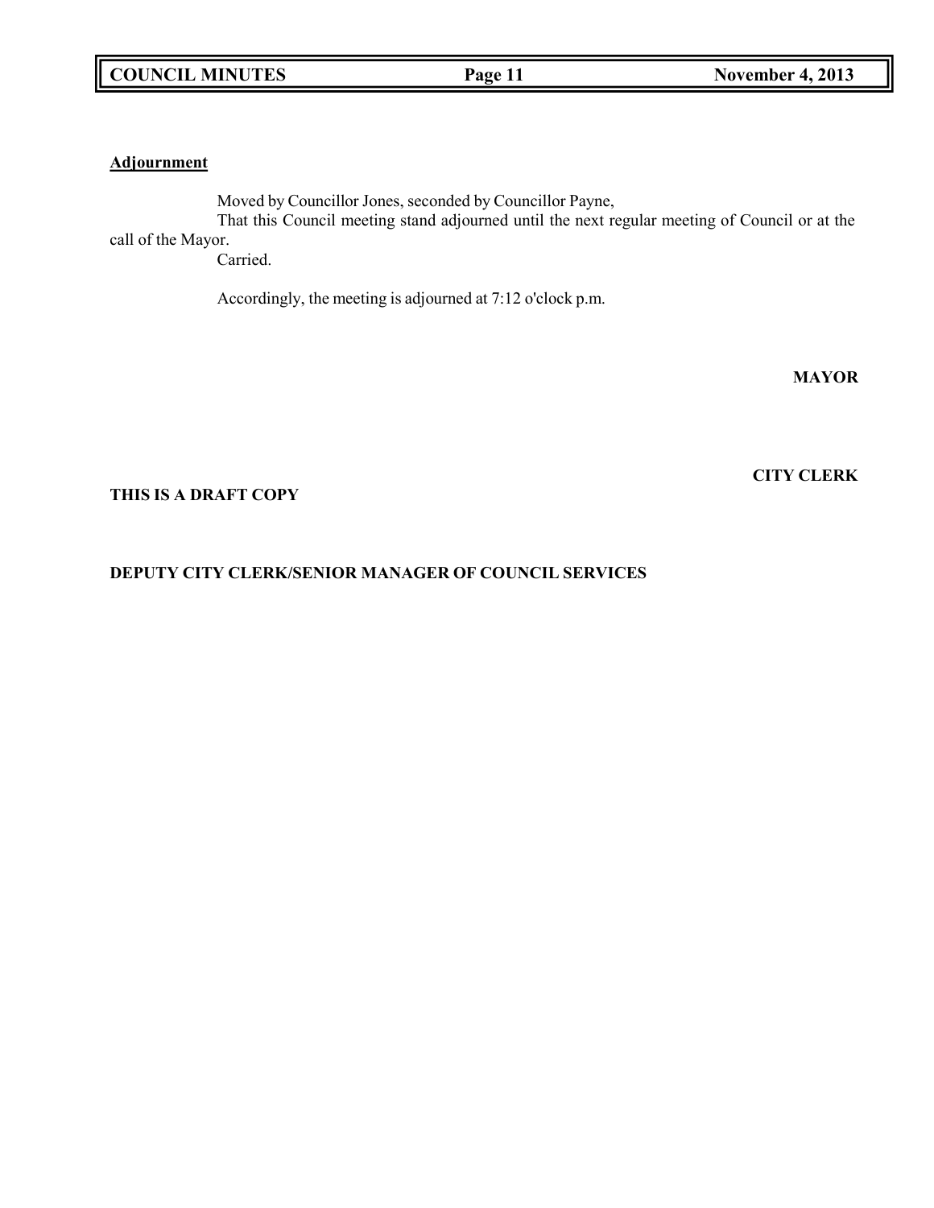**Adjournment**

Moved by Councillor Jones, seconded by Councillor Payne,

That this Council meeting stand adjourned until the next regular meeting of Council or at the call of the Mayor.

Carried.

Accordingly, the meeting is adjourned at 7:12 o'clock p.m.

**MAYOR**

**CITY CLERK**

**THIS IS A DRAFT COPY**

**DEPUTY CITY CLERK/SENIOR MANAGER OF COUNCIL SERVICES**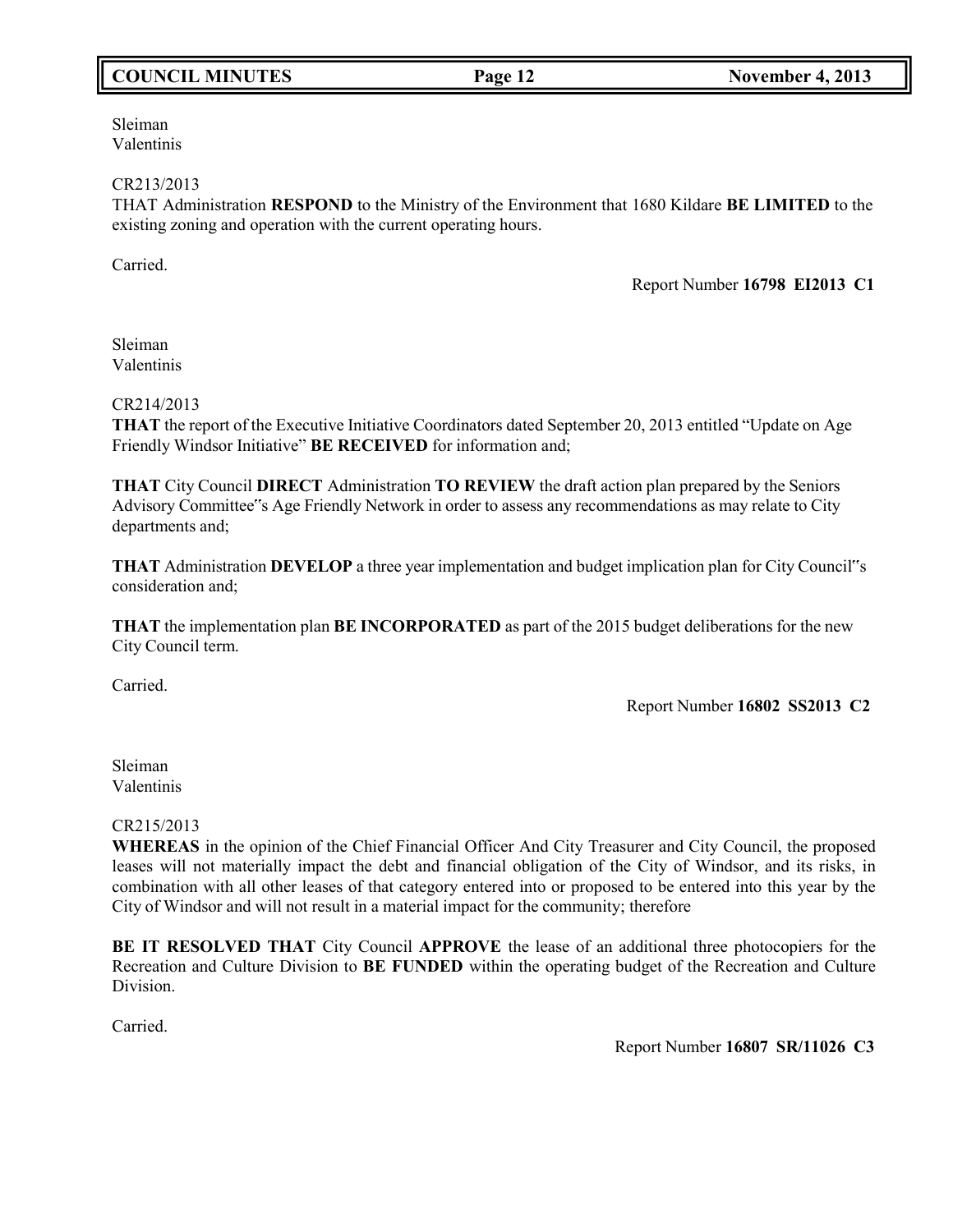Sleiman
Valentinis

CR213/2013
THAT Administration **RESPOND** to the Ministry of the Environment that 1680 Kildare **BE LIMITED** to the existing zoning and operation with the current operating hours.

Carried.

Report Number **16798 EI2013 C1**

Sleiman
Valentinis

CR214/2013
**THAT** the report of the Executive Initiative Coordinators dated September 20, 2013 entitled "Update on Age Friendly Windsor Initiative" **BE RECEIVED** for information and;

**THAT** City Council **DIRECT** Administration **TO REVIEW** the draft action plan prepared by the Seniors Advisory Committee"s Age Friendly Network in order to assess any recommendations as may relate to City departments and;

**THAT** Administration **DEVELOP** a three year implementation and budget implication plan for City Council"s consideration and;

**THAT** the implementation plan **BE INCORPORATED** as part of the 2015 budget deliberations for the new City Council term.

Carried.

Report Number **16802 SS2013 C2**

Sleiman
Valentinis

CR215/2013
**WHEREAS** in the opinion of the Chief Financial Officer And City Treasurer and City Council, the proposed leases will not materially impact the debt and financial obligation of the City of Windsor, and its risks, in combination with all other leases of that category entered into or proposed to be entered into this year by the City of Windsor and will not result in a material impact for the community; therefore

**BE IT RESOLVED THAT** City Council **APPROVE** the lease of an additional three photocopiers for the Recreation and Culture Division to **BE FUNDED** within the operating budget of the Recreation and Culture Division.

Carried.

Report Number **16807 SR/11026 C3**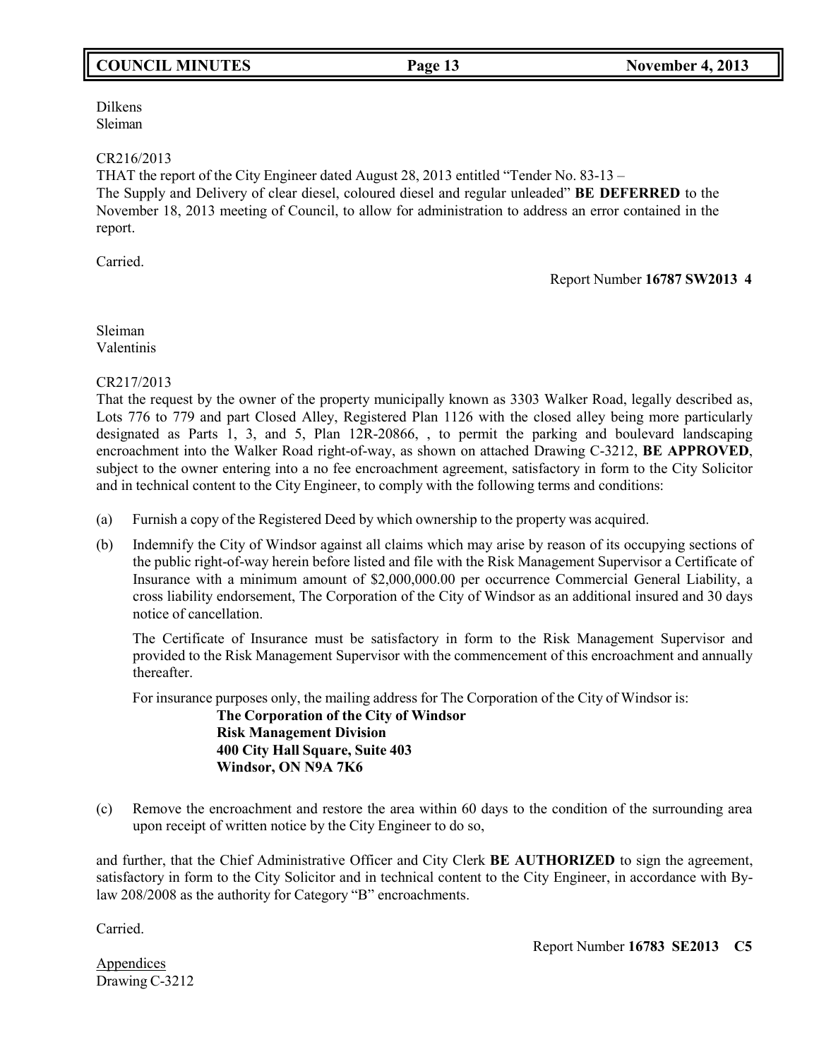Dilkens
Sleiman

CR216/2013
THAT the report of the City Engineer dated August 28, 2013 entitled "Tender No. 83-13 – The Supply and Delivery of clear diesel, coloured diesel and regular unleaded" **BE DEFERRED** to the November 18, 2013 meeting of Council, to allow for administration to address an error contained in the report.

Carried.

Report Number **16787 SW2013 4**

Sleiman
Valentinis

CR217/2013
That the request by the owner of the property municipally known as 3303 Walker Road, legally described as, Lots 776 to 779 and part Closed Alley, Registered Plan 1126 with the closed alley being more particularly designated as Parts 1, 3, and 5, Plan 12R-20866, , to permit the parking and boulevard landscaping encroachment into the Walker Road right-of-way, as shown on attached Drawing C-3212, **BE APPROVED**, subject to the owner entering into a no fee encroachment agreement, satisfactory in form to the City Solicitor and in technical content to the City Engineer, to comply with the following terms and conditions:

(a) Furnish a copy of the Registered Deed by which ownership to the property was acquired.

(b) Indemnify the City of Windsor against all claims which may arise by reason of its occupying sections of the public right-of-way herein before listed and file with the Risk Management Supervisor a Certificate of Insurance with a minimum amount of $2,000,000.00 per occurrence Commercial General Liability, a cross liability endorsement, The Corporation of the City of Windsor as an additional insured and 30 days notice of cancellation.

    The Certificate of Insurance must be satisfactory in form to the Risk Management Supervisor and provided to the Risk Management Supervisor with the commencement of this encroachment and annually thereafter.

    For insurance purposes only, the mailing address for The Corporation of the City of Windsor is:

    **The Corporation of the City of Windsor**
    **Risk Management Division**
    **400 City Hall Square, Suite 403**
    **Windsor, ON N9A 7K6**

(c) Remove the encroachment and restore the area within 60 days to the condition of the surrounding area upon receipt of written notice by the City Engineer to do so,

and further, that the Chief Administrative Officer and City Clerk **BE AUTHORIZED** to sign the agreement, satisfactory in form to the City Solicitor and in technical content to the City Engineer, in accordance with By-law 208/2008 as the authority for Category "B" encroachments.

Carried.

Report Number **16783 SE2013 C5**

Appendices
Drawing C-3212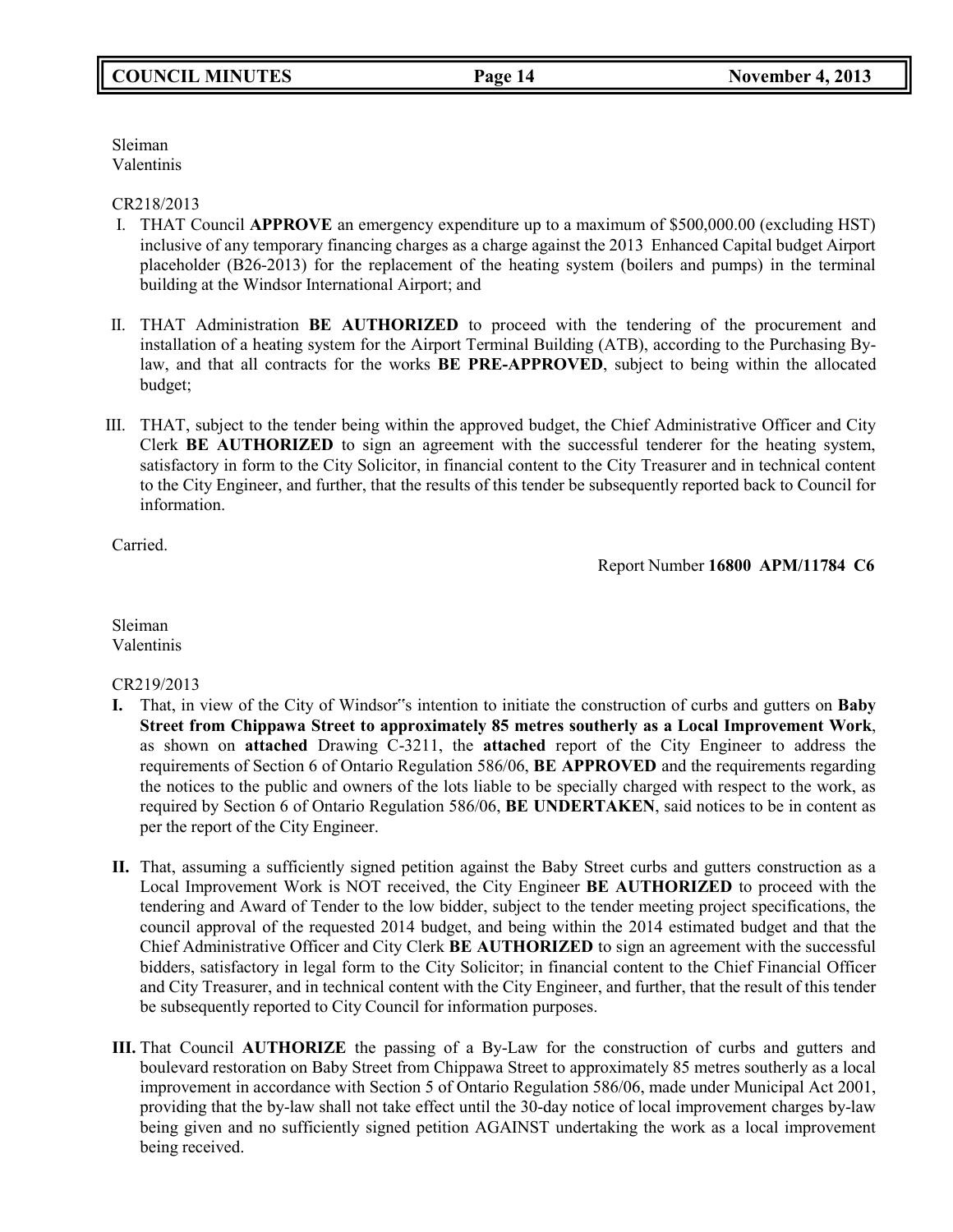Sleiman
Valentinis

CR218/2013

I. THAT Council **APPROVE** an emergency expenditure up to a maximum of $500,000.00 (excluding HST) inclusive of any temporary financing charges as a charge against the 2013 Enhanced Capital budget Airport placeholder (B26-2013) for the replacement of the heating system (boilers and pumps) in the terminal building at the Windsor International Airport; and

II. THAT Administration **BE AUTHORIZED** to proceed with the tendering of the procurement and installation of a heating system for the Airport Terminal Building (ATB), according to the Purchasing By-law, and that all contracts for the works **BE PRE-APPROVED**, subject to being within the allocated budget;

III. THAT, subject to the tender being within the approved budget, the Chief Administrative Officer and City Clerk **BE AUTHORIZED** to sign an agreement with the successful tenderer for the heating system, satisfactory in form to the City Solicitor, in financial content to the City Treasurer and in technical content to the City Engineer, and further, that the results of this tender be subsequently reported back to Council for information.

Carried.

Report Number **16800 APM/11784 C6**

Sleiman
Valentinis

CR219/2013

**I.** That, in view of the City of Windsor"s intention to initiate the construction of curbs and gutters on **Baby Street from Chippawa Street to approximately 85 metres southerly as a Local Improvement Work**, as shown on **attached** Drawing C-3211, the **attached** report of the City Engineer to address the requirements of Section 6 of Ontario Regulation 586/06, **BE APPROVED** and the requirements regarding the notices to the public and owners of the lots liable to be specially charged with respect to the work, as required by Section 6 of Ontario Regulation 586/06, **BE UNDERTAKEN**, said notices to be in content as per the report of the City Engineer.

**II.** That, assuming a sufficiently signed petition against the Baby Street curbs and gutters construction as a Local Improvement Work is NOT received, the City Engineer **BE AUTHORIZED** to proceed with the tendering and Award of Tender to the low bidder, subject to the tender meeting project specifications, the council approval of the requested 2014 budget, and being within the 2014 estimated budget and that the Chief Administrative Officer and City Clerk **BE AUTHORIZED** to sign an agreement with the successful bidders, satisfactory in legal form to the City Solicitor; in financial content to the Chief Financial Officer and City Treasurer, and in technical content with the City Engineer, and further, that the result of this tender be subsequently reported to City Council for information purposes.

**III.** That Council **AUTHORIZE** the passing of a By-Law for the construction of curbs and gutters and boulevard restoration on Baby Street from Chippawa Street to approximately 85 metres southerly as a local improvement in accordance with Section 5 of Ontario Regulation 586/06, made under Municipal Act 2001, providing that the by-law shall not take effect until the 30-day notice of local improvement charges by-law being given and no sufficiently signed petition AGAINST undertaking the work as a local improvement being received.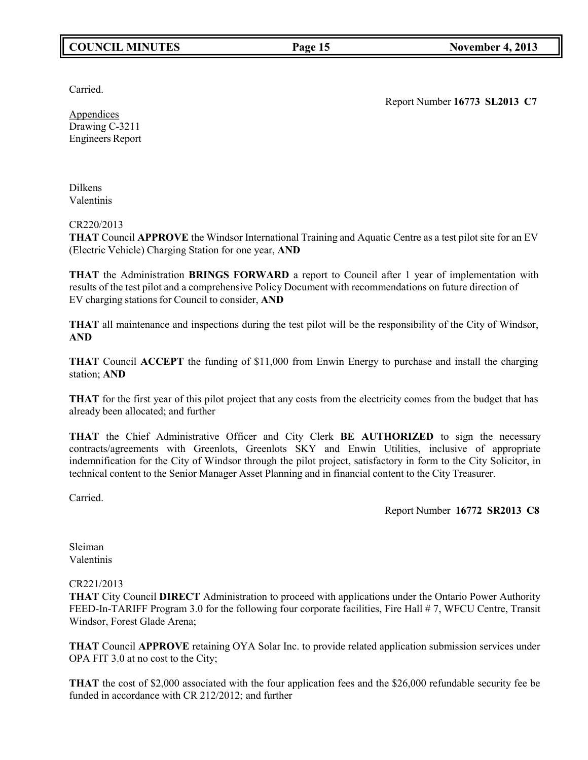Carried.

Report Number **16773 SL2013 C7**

Appendices
Drawing C-3211
Engineers Report

Dilkens
Valentinis

CR220/2013
**THAT** Council **APPROVE** the Windsor International Training and Aquatic Centre as a test pilot site for an EV (Electric Vehicle) Charging Station for one year, **AND**

**THAT** the Administration **BRINGS FORWARD** a report to Council after 1 year of implementation with results of the test pilot and a comprehensive Policy Document with recommendations on future direction of EV charging stations for Council to consider, **AND**

**THAT** all maintenance and inspections during the test pilot will be the responsibility of the City of Windsor, **AND**

**THAT** Council **ACCEPT** the funding of $11,000 from Enwin Energy to purchase and install the charging station; **AND**

**THAT** for the first year of this pilot project that any costs from the electricity comes from the budget that has already been allocated; and further

**THAT** the Chief Administrative Officer and City Clerk **BE AUTHORIZED** to sign the necessary contracts/agreements with Greenlots, Greenlots SKY and Enwin Utilities, inclusive of appropriate indemnification for the City of Windsor through the pilot project, satisfactory in form to the City Solicitor, in technical content to the Senior Manager Asset Planning and in financial content to the City Treasurer.

Carried.

Report Number **16772 SR2013 C8**

Sleiman
Valentinis

CR221/2013
**THAT** City Council **DIRECT** Administration to proceed with applications under the Ontario Power Authority FEED-In-TARIFF Program 3.0 for the following four corporate facilities, Fire Hall # 7, WFCU Centre, Transit Windsor, Forest Glade Arena;

**THAT** Council **APPROVE** retaining OYA Solar Inc. to provide related application submission services under OPA FIT 3.0 at no cost to the City;

**THAT** the cost of $2,000 associated with the four application fees and the $26,000 refundable security fee be funded in accordance with CR 212/2012; and further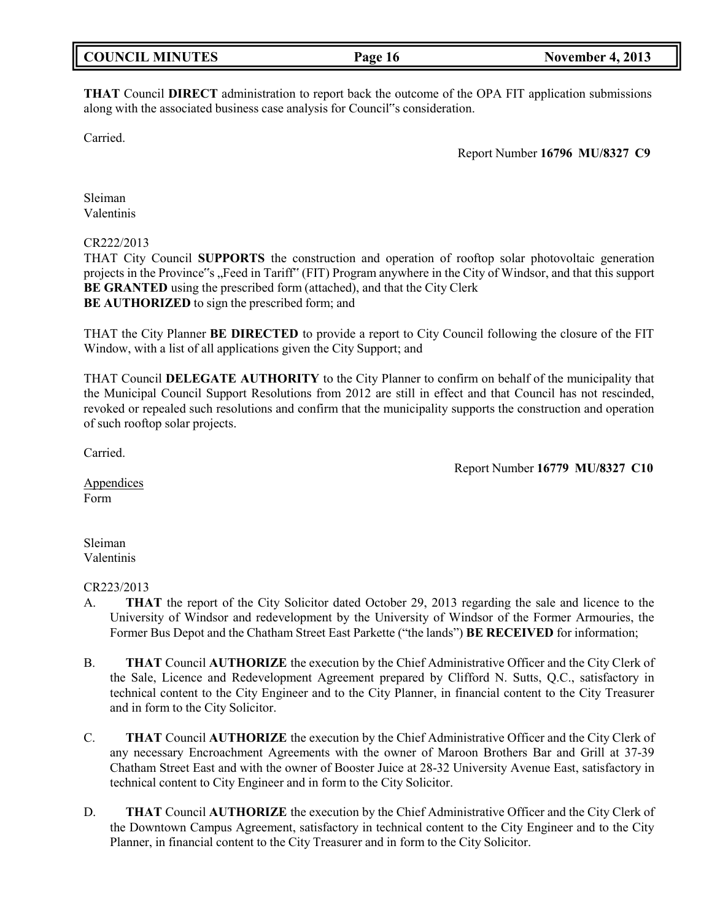**THAT** Council **DIRECT** administration to report back the outcome of the OPA FIT application submissions along with the associated business case analysis for Council‟s consideration.

Carried.

Report Number **16796 MU/8327 C9**

Sleiman
Valentinis

CR222/2013
THAT City Council **SUPPORTS** the construction and operation of rooftop solar photovoltaic generation projects in the Province‟s „Feed in Tariff‟ (FIT) Program anywhere in the City of Windsor, and that this support **BE GRANTED** using the prescribed form (attached), and that the City Clerk
**BE AUTHORIZED** to sign the prescribed form; and

THAT the City Planner **BE DIRECTED** to provide a report to City Council following the closure of the FIT Window, with a list of all applications given the City Support; and

THAT Council **DELEGATE AUTHORITY** to the City Planner to confirm on behalf of the municipality that the Municipal Council Support Resolutions from 2012 are still in effect and that Council has not rescinded, revoked or repealed such resolutions and confirm that the municipality supports the construction and operation of such rooftop solar projects.

Carried.

Report Number **16779 MU/8327 C10**

Appendices
Form

Sleiman
Valentinis

CR223/2013

A. **THAT** the report of the City Solicitor dated October 29, 2013 regarding the sale and licence to the University of Windsor and redevelopment by the University of Windsor of the Former Armouries, the Former Bus Depot and the Chatham Street East Parkette ("the lands") **BE RECEIVED** for information;

B. **THAT** Council **AUTHORIZE** the execution by the Chief Administrative Officer and the City Clerk of the Sale, Licence and Redevelopment Agreement prepared by Clifford N. Sutts, Q.C., satisfactory in technical content to the City Engineer and to the City Planner, in financial content to the City Treasurer and in form to the City Solicitor.

C. **THAT** Council **AUTHORIZE** the execution by the Chief Administrative Officer and the City Clerk of any necessary Encroachment Agreements with the owner of Maroon Brothers Bar and Grill at 37-39 Chatham Street East and with the owner of Booster Juice at 28-32 University Avenue East, satisfactory in technical content to City Engineer and in form to the City Solicitor.

D. **THAT** Council **AUTHORIZE** the execution by the Chief Administrative Officer and the City Clerk of the Downtown Campus Agreement, satisfactory in technical content to the City Engineer and to the City Planner, in financial content to the City Treasurer and in form to the City Solicitor.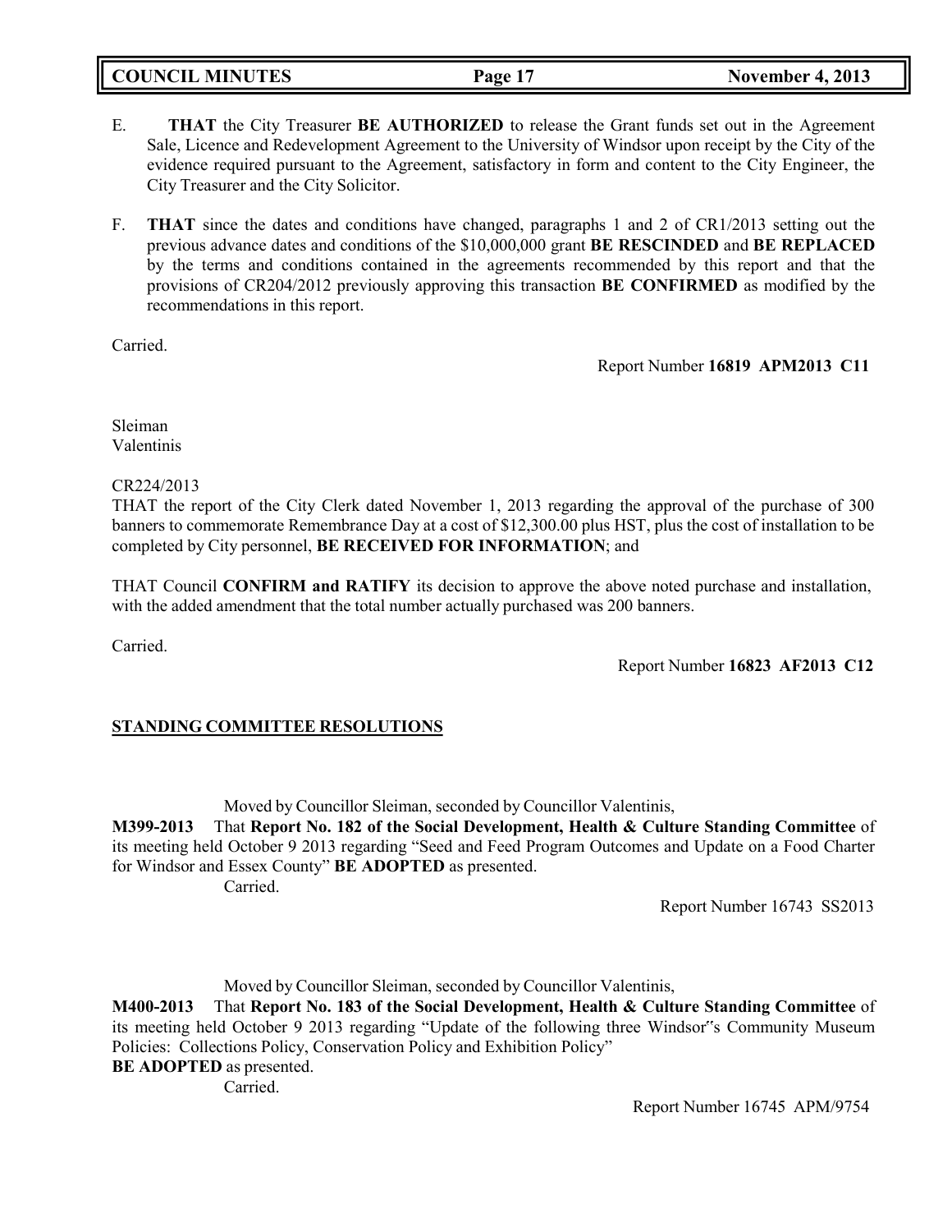E. **THAT** the City Treasurer **BE AUTHORIZED** to release the Grant funds set out in the Agreement Sale, Licence and Redevelopment Agreement to the University of Windsor upon receipt by the City of the evidence required pursuant to the Agreement, satisfactory in form and content to the City Engineer, the City Treasurer and the City Solicitor.

F. **THAT** since the dates and conditions have changed, paragraphs 1 and 2 of CR1/2013 setting out the previous advance dates and conditions of the $10,000,000 grant **BE RESCINDED** and **BE REPLACED** by the terms and conditions contained in the agreements recommended by this report and that the provisions of CR204/2012 previously approving this transaction **BE CONFIRMED** as modified by the recommendations in this report.

Carried.

Report Number **16819 APM2013 C11**

Sleiman
Valentinis

CR224/2013
THAT the report of the City Clerk dated November 1, 2013 regarding the approval of the purchase of 300 banners to commemorate Remembrance Day at a cost of $12,300.00 plus HST, plus the cost of installation to be completed by City personnel, **BE RECEIVED FOR INFORMATION**; and

THAT Council **CONFIRM and RATIFY** its decision to approve the above noted purchase and installation, with the added amendment that the total number actually purchased was 200 banners.

Carried.

Report Number **16823 AF2013 C12**

## STANDING COMMITTEE RESOLUTIONS

Moved by Councillor Sleiman, seconded by Councillor Valentinis,

**M399-2013** That **Report No. 182 of the Social Development, Health & Culture Standing Committee** of its meeting held October 9 2013 regarding "Seed and Feed Program Outcomes and Update on a Food Charter for Windsor and Essex County" **BE ADOPTED** as presented.

Carried.

Report Number 16743 SS2013

Moved by Councillor Sleiman, seconded by Councillor Valentinis,

**M400-2013** That **Report No. 183 of the Social Development, Health & Culture Standing Committee** of its meeting held October 9 2013 regarding "Update of the following three Windsor"s Community Museum Policies: Collections Policy, Conservation Policy and Exhibition Policy"
**BE ADOPTED** as presented.

Carried.

Report Number 16745 APM/9754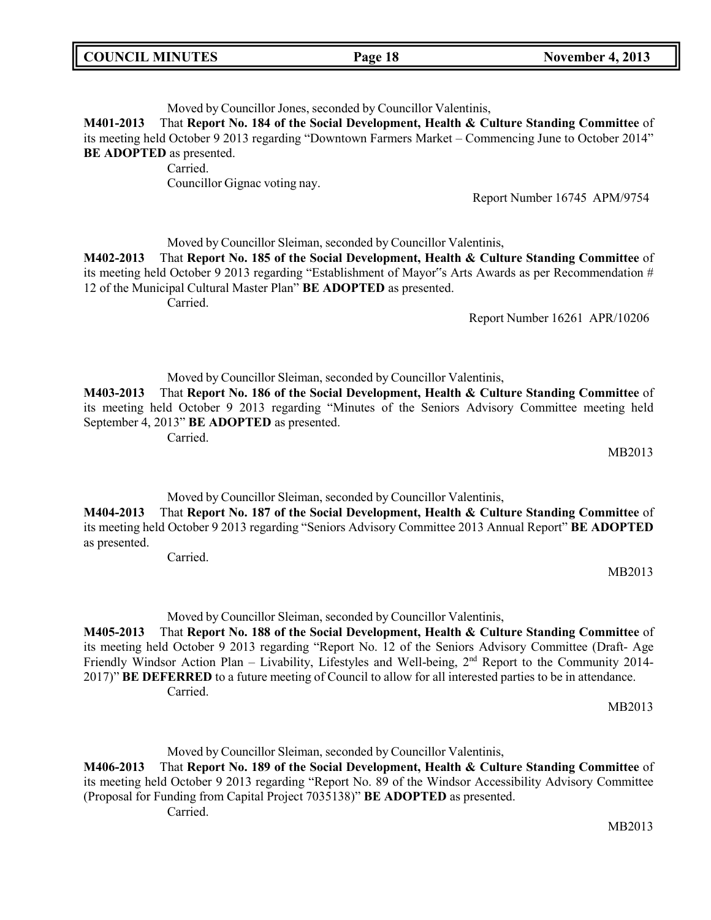Moved by Councillor Jones, seconded by Councillor Valentinis,

**M401-2013** That **Report No. 184 of the Social Development, Health & Culture Standing Committee** of its meeting held October 9 2013 regarding "Downtown Farmers Market – Commencing June to October 2014" **BE ADOPTED** as presented.

Carried.

Councillor Gignac voting nay.

Report Number 16745 APM/9754

Moved by Councillor Sleiman, seconded by Councillor Valentinis,

**M402-2013** That **Report No. 185 of the Social Development, Health & Culture Standing Committee** of its meeting held October 9 2013 regarding "Establishment of Mayor"s Arts Awards as per Recommendation # 12 of the Municipal Cultural Master Plan" **BE ADOPTED** as presented.

Carried.

Report Number 16261 APR/10206

Moved by Councillor Sleiman, seconded by Councillor Valentinis,

**M403-2013** That **Report No. 186 of the Social Development, Health & Culture Standing Committee** of its meeting held October 9 2013 regarding "Minutes of the Seniors Advisory Committee meeting held September 4, 2013" **BE ADOPTED** as presented.

Carried.

MB2013

Moved by Councillor Sleiman, seconded by Councillor Valentinis,

**M404-2013** That **Report No. 187 of the Social Development, Health & Culture Standing Committee** of its meeting held October 9 2013 regarding "Seniors Advisory Committee 2013 Annual Report" **BE ADOPTED** as presented.

Carried.

MB2013

Moved by Councillor Sleiman, seconded by Councillor Valentinis,

**M405-2013** That **Report No. 188 of the Social Development, Health & Culture Standing Committee** of its meeting held October 9 2013 regarding "Report No. 12 of the Seniors Advisory Committee (Draft- Age Friendly Windsor Action Plan – Livability, Lifestyles and Well-being, 2nd Report to the Community 2014-2017)" **BE DEFERRED** to a future meeting of Council to allow for all interested parties to be in attendance.

Carried.

MB2013

Moved by Councillor Sleiman, seconded by Councillor Valentinis,

**M406-2013** That **Report No. 189 of the Social Development, Health & Culture Standing Committee** of its meeting held October 9 2013 regarding "Report No. 89 of the Windsor Accessibility Advisory Committee (Proposal for Funding from Capital Project 7035138)" **BE ADOPTED** as presented.

Carried.

MB2013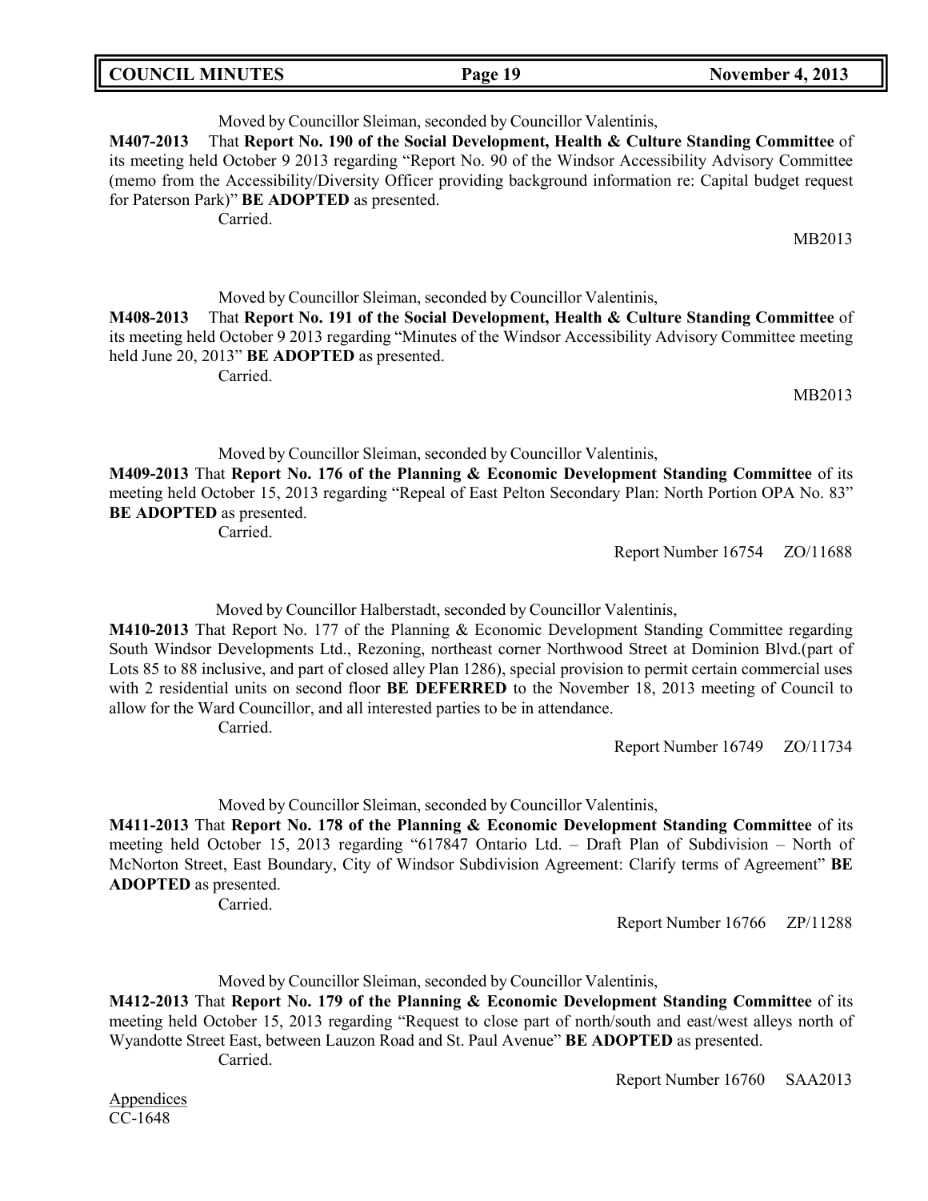Moved by Councillor Sleiman, seconded by Councillor Valentinis,

**M407-2013** That **Report No. 190 of the Social Development, Health & Culture Standing Committee** of its meeting held October 9 2013 regarding "Report No. 90 of the Windsor Accessibility Advisory Committee (memo from the Accessibility/Diversity Officer providing background information re: Capital budget request for Paterson Park)" **BE ADOPTED** as presented.

Carried.

MB2013

Moved by Councillor Sleiman, seconded by Councillor Valentinis,

**M408-2013** That **Report No. 191 of the Social Development, Health & Culture Standing Committee** of its meeting held October 9 2013 regarding "Minutes of the Windsor Accessibility Advisory Committee meeting held June 20, 2013" **BE ADOPTED** as presented.

Carried.

MB2013

Moved by Councillor Sleiman, seconded by Councillor Valentinis,

**M409-2013** That **Report No. 176 of the Planning & Economic Development Standing Committee** of its meeting held October 15, 2013 regarding "Repeal of East Pelton Secondary Plan: North Portion OPA No. 83" **BE ADOPTED** as presented.

Carried.

Report Number 16754 ZO/11688

Moved by Councillor Halberstadt, seconded by Councillor Valentinis,

**M410-2013** That Report No. 177 of the Planning & Economic Development Standing Committee regarding South Windsor Developments Ltd., Rezoning, northeast corner Northwood Street at Dominion Blvd.(part of Lots 85 to 88 inclusive, and part of closed alley Plan 1286), special provision to permit certain commercial uses with 2 residential units on second floor **BE DEFERRED** to the November 18, 2013 meeting of Council to allow for the Ward Councillor, and all interested parties to be in attendance.

Carried.

Report Number 16749 ZO/11734

Moved by Councillor Sleiman, seconded by Councillor Valentinis,

**M411-2013** That **Report No. 178 of the Planning & Economic Development Standing Committee** of its meeting held October 15, 2013 regarding "617847 Ontario Ltd. – Draft Plan of Subdivision – North of McNorton Street, East Boundary, City of Windsor Subdivision Agreement: Clarify terms of Agreement" **BE ADOPTED** as presented.

Carried.

Report Number 16766 ZP/11288

Moved by Councillor Sleiman, seconded by Councillor Valentinis,

**M412-2013** That **Report No. 179 of the Planning & Economic Development Standing Committee** of its meeting held October 15, 2013 regarding "Request to close part of north/south and east/west alleys north of Wyandotte Street East, between Lauzon Road and St. Paul Avenue" **BE ADOPTED** as presented.

Carried.

Report Number 16760 SAA2013

Appendices
CC-1648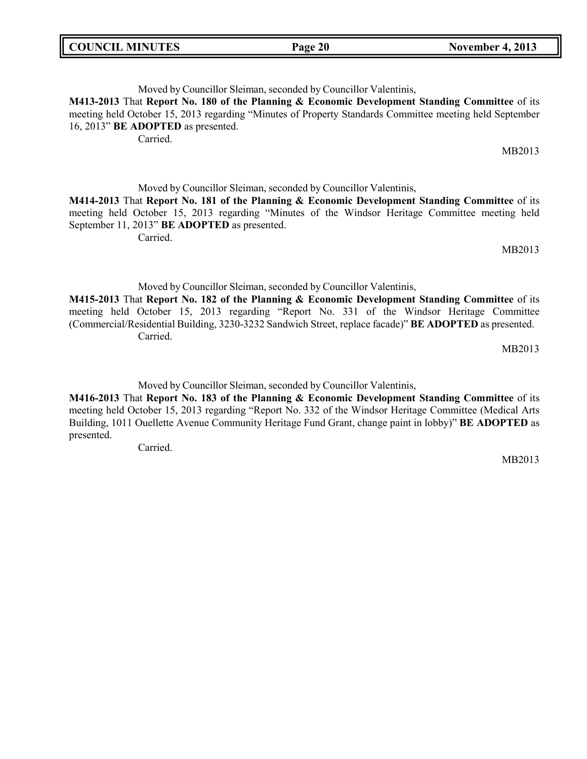Moved by Councillor Sleiman, seconded by Councillor Valentinis,

**M413-2013** That **Report No. 180 of the Planning & Economic Development Standing Committee** of its meeting held October 15, 2013 regarding "Minutes of Property Standards Committee meeting held September 16, 2013" **BE ADOPTED** as presented.

Carried.

MB2013

Moved by Councillor Sleiman, seconded by Councillor Valentinis,

**M414-2013** That **Report No. 181 of the Planning & Economic Development Standing Committee** of its meeting held October 15, 2013 regarding "Minutes of the Windsor Heritage Committee meeting held September 11, 2013" **BE ADOPTED** as presented.

Carried.

MB2013

Moved by Councillor Sleiman, seconded by Councillor Valentinis,

**M415-2013** That **Report No. 182 of the Planning & Economic Development Standing Committee** of its meeting held October 15, 2013 regarding "Report No. 331 of the Windsor Heritage Committee (Commercial/Residential Building, 3230-3232 Sandwich Street, replace facade)" **BE ADOPTED** as presented.

Carried.

MB2013

Moved by Councillor Sleiman, seconded by Councillor Valentinis,

**M416-2013** That **Report No. 183 of the Planning & Economic Development Standing Committee** of its meeting held October 15, 2013 regarding "Report No. 332 of the Windsor Heritage Committee (Medical Arts Building, 1011 Ouellette Avenue Community Heritage Fund Grant, change paint in lobby)" **BE ADOPTED** as presented.

Carried.

MB2013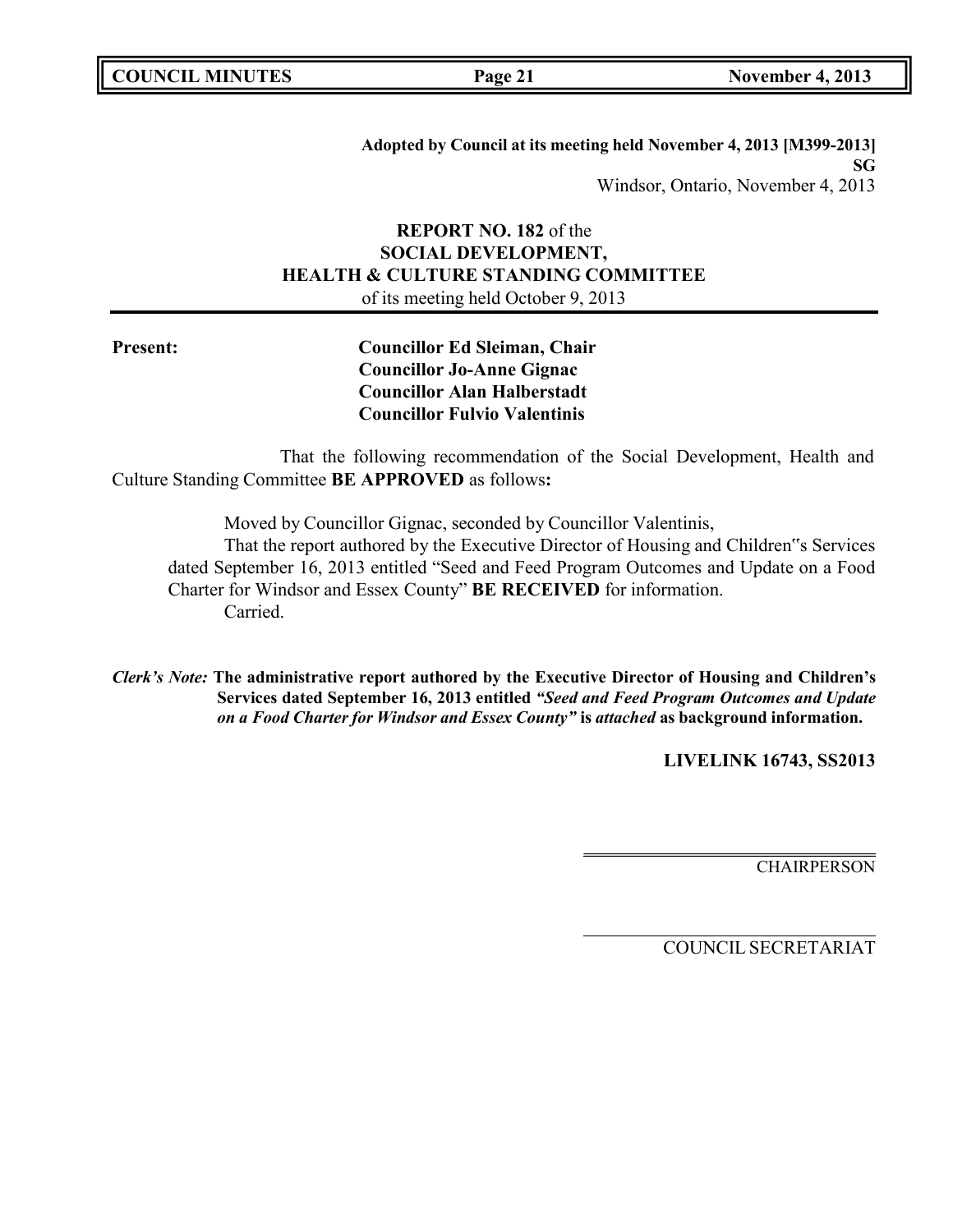**Adopted by Council at its meeting held November 4, 2013 [M399-2013]**
**SG**
Windsor, Ontario, November 4, 2013

**REPORT NO. 182** of the
**SOCIAL DEVELOPMENT,**
**HEALTH & CULTURE STANDING COMMITTEE**
of its meeting held October 9, 2013

**Present:**
**Councillor Ed Sleiman, Chair**
**Councillor Jo-Anne Gignac**
**Councillor Alan Halberstadt**
**Councillor Fulvio Valentinis**

That the following recommendation of the Social Development, Health and Culture Standing Committee **BE APPROVED** as follows**:**

Moved by Councillor Gignac, seconded by Councillor Valentinis,

That the report authored by the Executive Director of Housing and Children"s Services dated September 16, 2013 entitled "Seed and Feed Program Outcomes and Update on a Food Charter for Windsor and Essex County" **BE RECEIVED** for information.

Carried.

***Clerk's Note:*** **The administrative report authored by the Executive Director of Housing and Children's Services dated September 16, 2013 entitled *"Seed and Feed Program Outcomes and Update on a Food Charter for Windsor and Essex County"* is *attached* as background information.**

**LIVELINK 16743, SS2013**

CHAIRPERSON

COUNCIL SECRETARIAT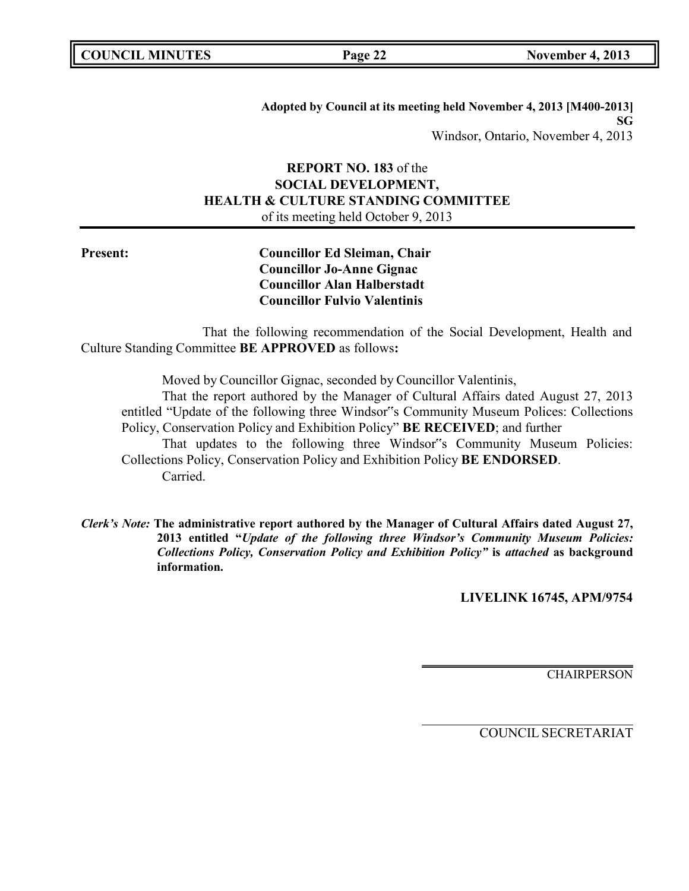**Adopted by Council at its meeting held November 4, 2013 [M400-2013]**
**SG**
Windsor, Ontario, November 4, 2013

**REPORT NO. 183** of the
**SOCIAL DEVELOPMENT,**
**HEALTH & CULTURE STANDING COMMITTEE**
of its meeting held October 9, 2013

**Present:**

**Councillor Ed Sleiman, Chair**
**Councillor Jo-Anne Gignac**
**Councillor Alan Halberstadt**
**Councillor Fulvio Valentinis**

That the following recommendation of the Social Development, Health and Culture Standing Committee **BE APPROVED** as follows**:**

Moved by Councillor Gignac, seconded by Councillor Valentinis,

That the report authored by the Manager of Cultural Affairs dated August 27, 2013 entitled "Update of the following three Windsor�______"s Community Museum Polices: Collections Policy, Conservation Policy and Exhibition Policy" **BE RECEIVED**; and further

That updates to the following three Windsor‟s Community Museum Policies: Collections Policy, Conservation Policy and Exhibition Policy **BE ENDORSED**.

Carried.

***Clerk's Note:*** **The administrative report authored by the Manager of Cultural Affairs dated August 27, 2013 entitled "*Update of the following three Windsor's Community Museum Policies: Collections Policy, Conservation Policy and Exhibition Policy"* is *attached* as background information.**

**LIVELINK 16745, APM/9754**

CHAIRPERSON

COUNCIL SECRETARIAT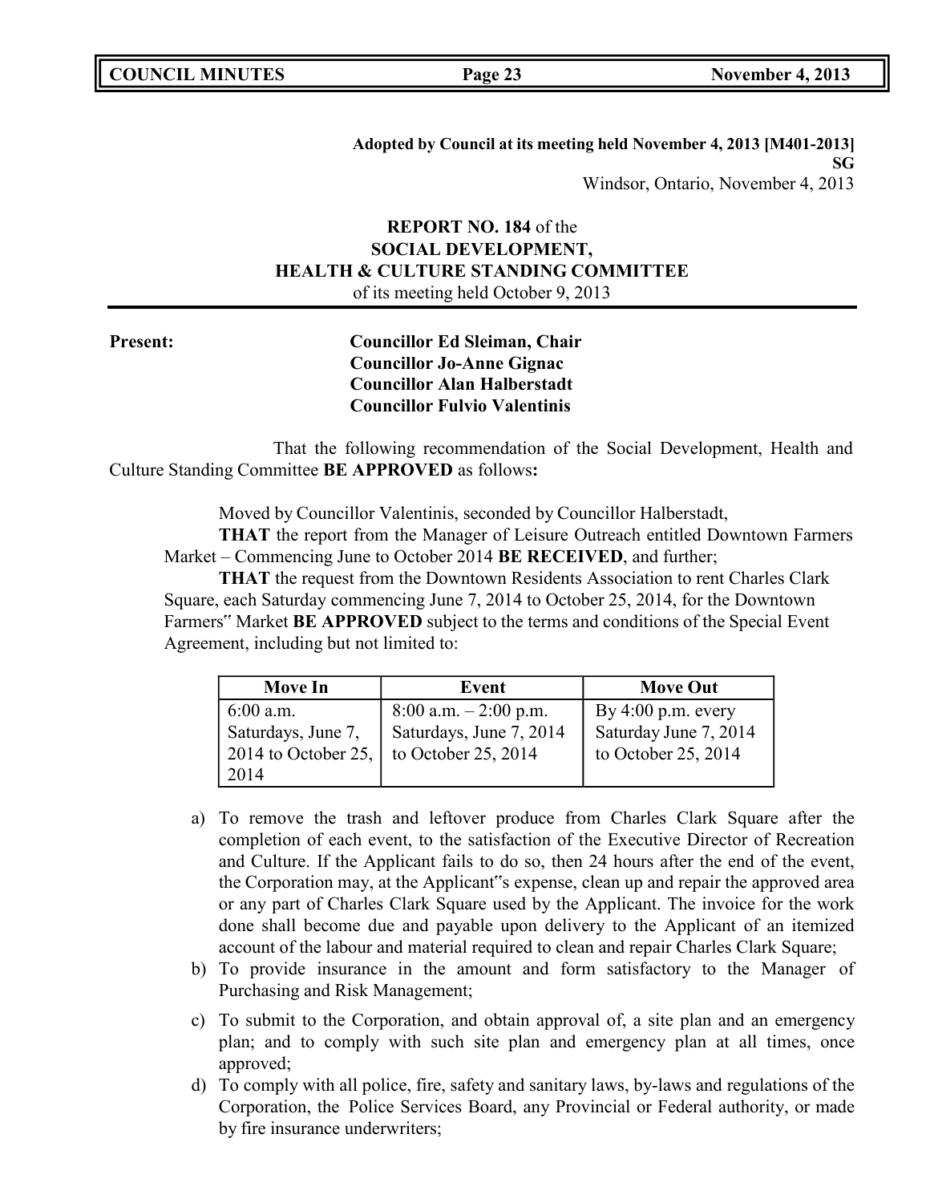**Adopted by Council at its meeting held November 4, 2013 [M401-2013]**
**SG**
Windsor, Ontario, November 4, 2013

**REPORT NO. 184** of the
**SOCIAL DEVELOPMENT,**
**HEALTH & CULTURE STANDING COMMITTEE**
of its meeting held October 9, 2013

---

**Present:** **Councillor Ed Sleiman, Chair**
**Councillor Jo-Anne Gignac**
**Councillor Alan Halberstadt**
**Councillor Fulvio Valentinis**

That the following recommendation of the Social Development, Health and Culture Standing Committee **BE APPROVED** as follows**:**

Moved by Councillor Valentinis, seconded by Councillor Halberstadt,

**THAT** the report from the Manager of Leisure Outreach entitled Downtown Farmers Market – Commencing June to October 2014 **BE RECEIVED**, and further;

**THAT** the request from the Downtown Residents Association to rent Charles Clark Square, each Saturday commencing June 7, 2014 to October 25, 2014, for the Downtown Farmers‟ Market **BE APPROVED** subject to the terms and conditions of the Special Event Agreement, including but not limited to:

| Move In | Event | Move Out |
|---|---|---|
| 6:00 a.m. Saturdays, June 7, 2014 to October 25, 2014 | 8:00 a.m. – 2:00 p.m. Saturdays, June 7, 2014 to October 25, 2014 | By 4:00 p.m. every Saturday June 7, 2014 to October 25, 2014 |

a) To remove the trash and leftover produce from Charles Clark Square after the completion of each event, to the satisfaction of the Executive Director of Recreation and Culture. If the Applicant fails to do so, then 24 hours after the end of the event, the Corporation may, at the Applicant‟s expense, clean up and repair the approved area or any part of Charles Clark Square used by the Applicant. The invoice for the work done shall become due and payable upon delivery to the Applicant of an itemized account of the labour and material required to clean and repair Charles Clark Square;
b) To provide insurance in the amount and form satisfactory to the Manager of Purchasing and Risk Management;
c) To submit to the Corporation, and obtain approval of, a site plan and an emergency plan; and to comply with such site plan and emergency plan at all times, once approved;
d) To comply with all police, fire, safety and sanitary laws, by-laws and regulations of the Corporation, the Police Services Board, any Provincial or Federal authority, or made by fire insurance underwriters;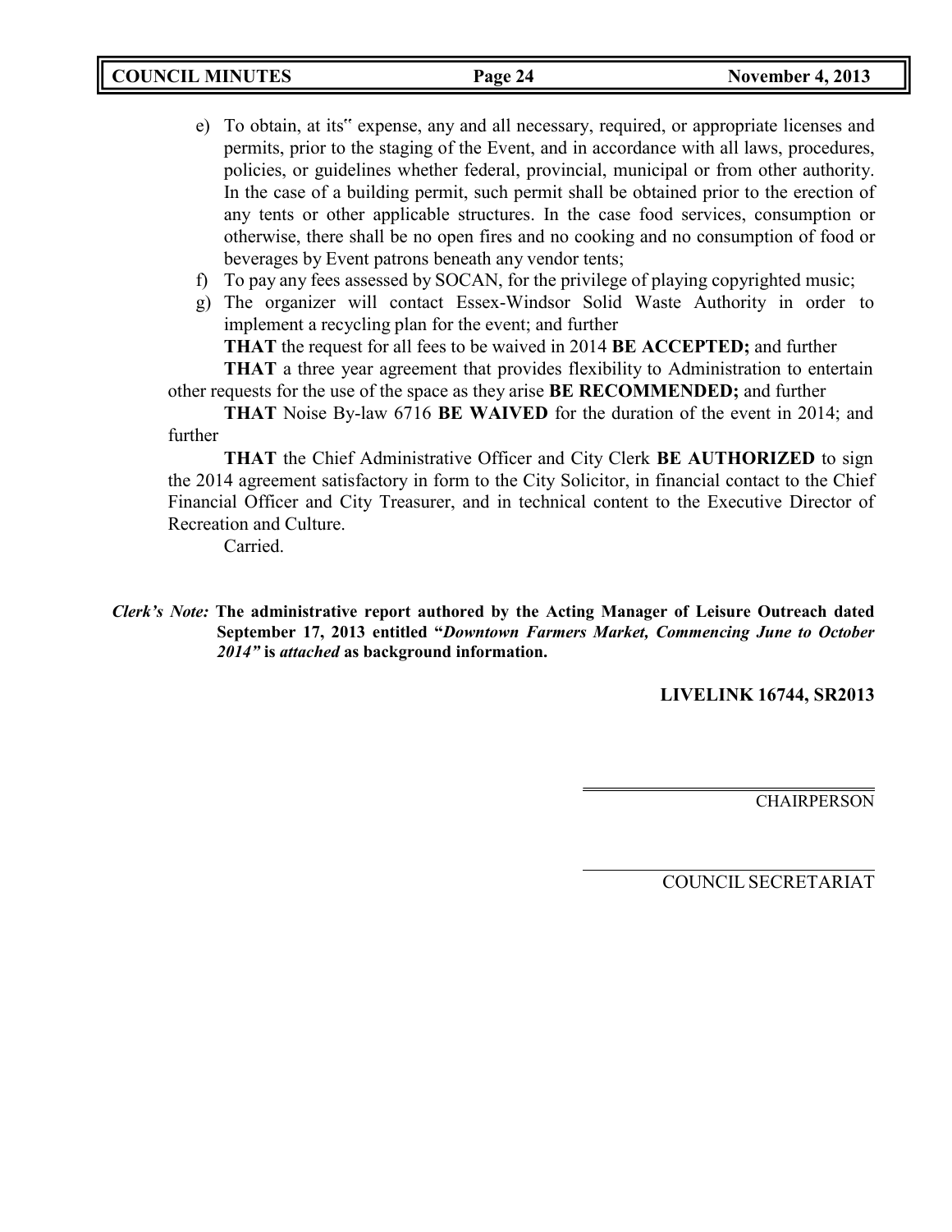e) To obtain, at its" expense, any and all necessary, required, or appropriate licenses and permits, prior to the staging of the Event, and in accordance with all laws, procedures, policies, or guidelines whether federal, provincial, municipal or from other authority. In the case of a building permit, such permit shall be obtained prior to the erection of any tents or other applicable structures. In the case food services, consumption or otherwise, there shall be no open fires and no cooking and no consumption of food or beverages by Event patrons beneath any vendor tents;
f) To pay any fees assessed by SOCAN, for the privilege of playing copyrighted music;
g) The organizer will contact Essex-Windsor Solid Waste Authority in order to implement a recycling plan for the event; and further

**THAT** the request for all fees to be waived in 2014 **BE ACCEPTED;** and further

**THAT** a three year agreement that provides flexibility to Administration to entertain other requests for the use of the space as they arise **BE RECOMMENDED;** and further

**THAT** Noise By-law 6716 **BE WAIVED** for the duration of the event in 2014; and further

**THAT** the Chief Administrative Officer and City Clerk **BE AUTHORIZED** to sign the 2014 agreement satisfactory in form to the City Solicitor, in financial contact to the Chief Financial Officer and City Treasurer, and in technical content to the Executive Director of Recreation and Culture.

Carried.

***Clerk's Note:*** **The administrative report authored by the Acting Manager of Leisure Outreach dated September 17, 2013 entitled "*Downtown Farmers Market, Commencing June to October 2014*" is *attached* as background information.**

**LIVELINK 16744, SR2013**

CHAIRPERSON

COUNCIL SECRETARIAT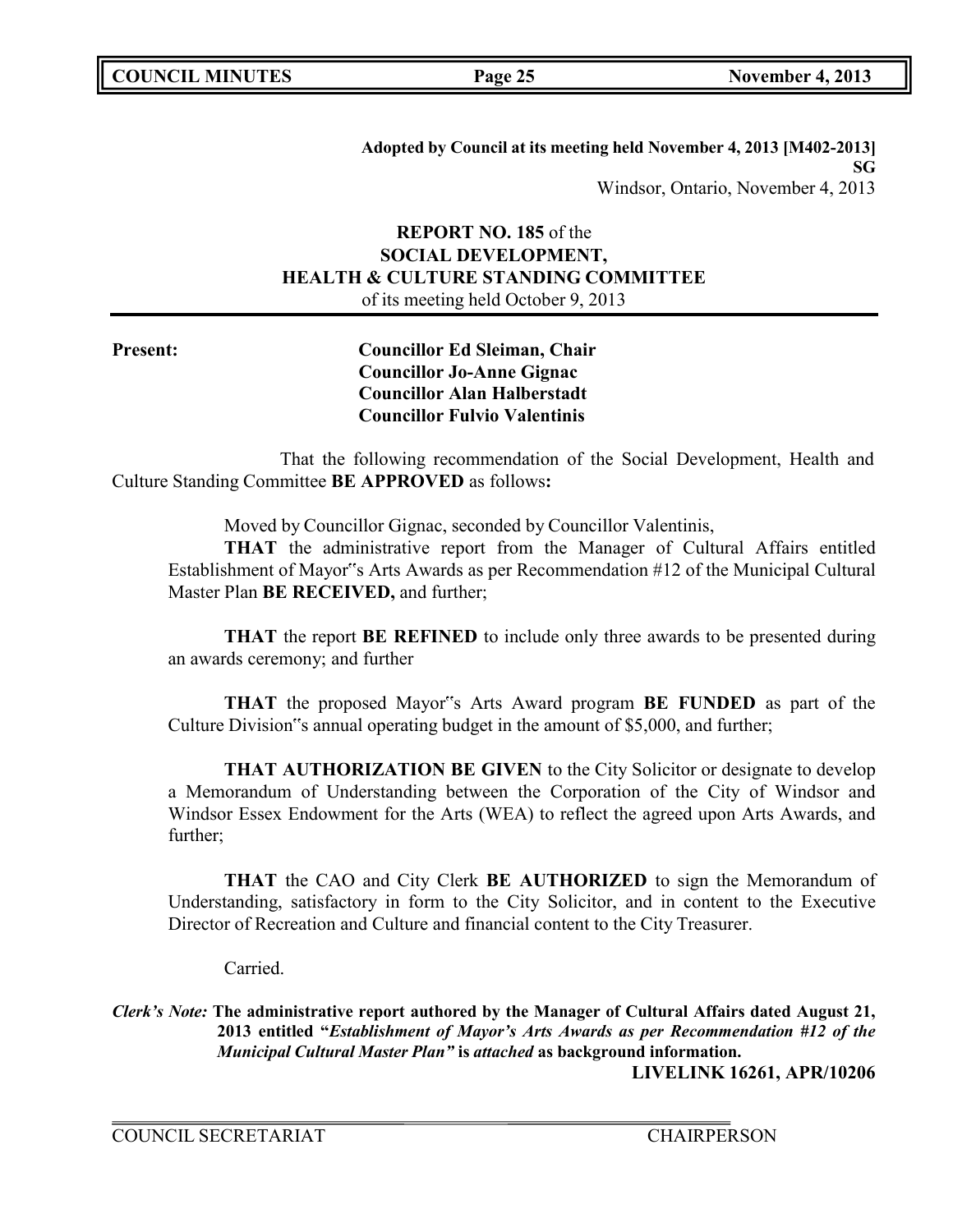**Adopted by Council at its meeting held November 4, 2013 [M402-2013]**
**SG**
Windsor, Ontario, November 4, 2013

**REPORT NO. 185** of the
**SOCIAL DEVELOPMENT,**
**HEALTH & CULTURE STANDING COMMITTEE**
of its meeting held October 9, 2013

**Present:**
**Councillor Ed Sleiman, Chair**
**Councillor Jo-Anne Gignac**
**Councillor Alan Halberstadt**
**Councillor Fulvio Valentinis**

That the following recommendation of the Social Development, Health and Culture Standing Committee **BE APPROVED** as follows**:**

Moved by Councillor Gignac, seconded by Councillor Valentinis,

**THAT** the administrative report from the Manager of Cultural Affairs entitled Establishment of Mayor‟s Arts Awards as per Recommendation #12 of the Municipal Cultural Master Plan **BE RECEIVED,** and further;

**THAT** the report **BE REFINED** to include only three awards to be presented during an awards ceremony; and further

**THAT** the proposed Mayor‟s Arts Award program **BE FUNDED** as part of the Culture Division‟s annual operating budget in the amount of $5,000, and further;

**THAT AUTHORIZATION BE GIVEN** to the City Solicitor or designate to develop a Memorandum of Understanding between the Corporation of the City of Windsor and Windsor Essex Endowment for the Arts (WEA) to reflect the agreed upon Arts Awards, and further;

**THAT** the CAO and City Clerk **BE AUTHORIZED** to sign the Memorandum of Understanding, satisfactory in form to the City Solicitor, and in content to the Executive Director of Recreation and Culture and financial content to the City Treasurer.

Carried.

***Clerk's Note:*** **The administrative report authored by the Manager of Cultural Affairs dated August 21, 2013 entitled "*Establishment of Mayor's Arts Awards as per Recommendation #12 of the Municipal Cultural Master Plan"* is *attached* as background information.**

**LIVELINK 16261, APR/10206**

COUNCIL SECRETARIAT CHAIRPERSON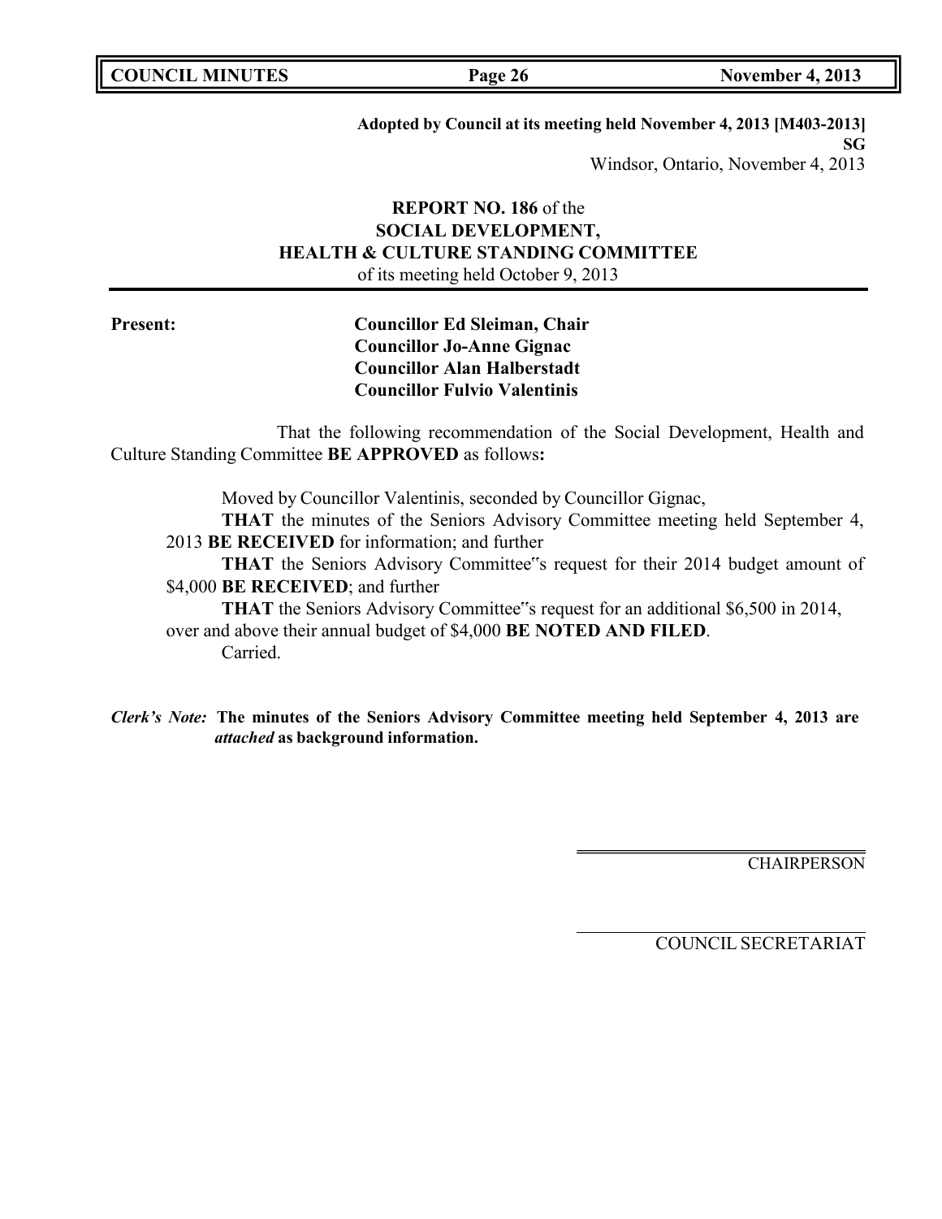**Adopted by Council at its meeting held November 4, 2013 [M403-2013]**
**SG**
Windsor, Ontario, November 4, 2013

**REPORT NO. 186** of the
**SOCIAL DEVELOPMENT,**
**HEALTH & CULTURE STANDING COMMITTEE**
of its meeting held October 9, 2013

**Present:**

**Councillor Ed Sleiman, Chair**
**Councillor Jo-Anne Gignac**
**Councillor Alan Halberstadt**
**Councillor Fulvio Valentinis**

That the following recommendation of the Social Development, Health and Culture Standing Committee **BE APPROVED** as follows**:**

Moved by Councillor Valentinis, seconded by Councillor Gignac,

**THAT** the minutes of the Seniors Advisory Committee meeting held September 4, 2013 **BE RECEIVED** for information; and further

**THAT** the Seniors Advisory Committee"s request for their 2014 budget amount of $4,000 **BE RECEIVED**; and further

**THAT** the Seniors Advisory Committee"s request for an additional $6,500 in 2014, over and above their annual budget of $4,000 **BE NOTED AND FILED**.

Carried.

***Clerk's Note:*** **The minutes of the Seniors Advisory Committee meeting held September 4, 2013 are *attached* as background information.**

CHAIRPERSON

COUNCIL SECRETARIAT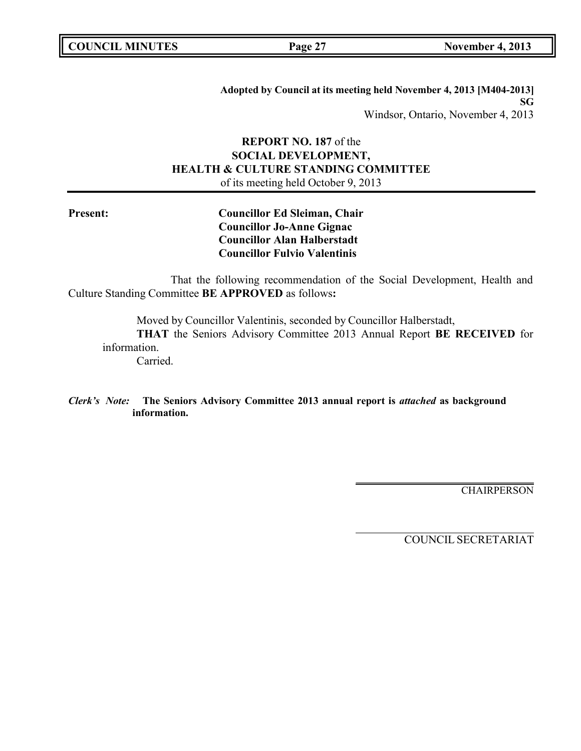**Adopted by Council at its meeting held November 4, 2013 [M404-2013]**
**SG**
Windsor, Ontario, November 4, 2013

**REPORT NO. 187** of the
**SOCIAL DEVELOPMENT,**
**HEALTH & CULTURE STANDING COMMITTEE**
of its meeting held October 9, 2013

**Present:**
**Councillor Ed Sleiman, Chair**
**Councillor Jo-Anne Gignac**
**Councillor Alan Halberstadt**
**Councillor Fulvio Valentinis**

That the following recommendation of the Social Development, Health and Culture Standing Committee **BE APPROVED** as follows**:**

Moved by Councillor Valentinis, seconded by Councillor Halberstadt,
**THAT** the Seniors Advisory Committee 2013 Annual Report **BE RECEIVED** for information.
Carried.

***Clerk's Note:*** **The Seniors Advisory Committee 2013 annual report is *attached* as background information.**

CHAIRPERSON

COUNCIL SECRETARIAT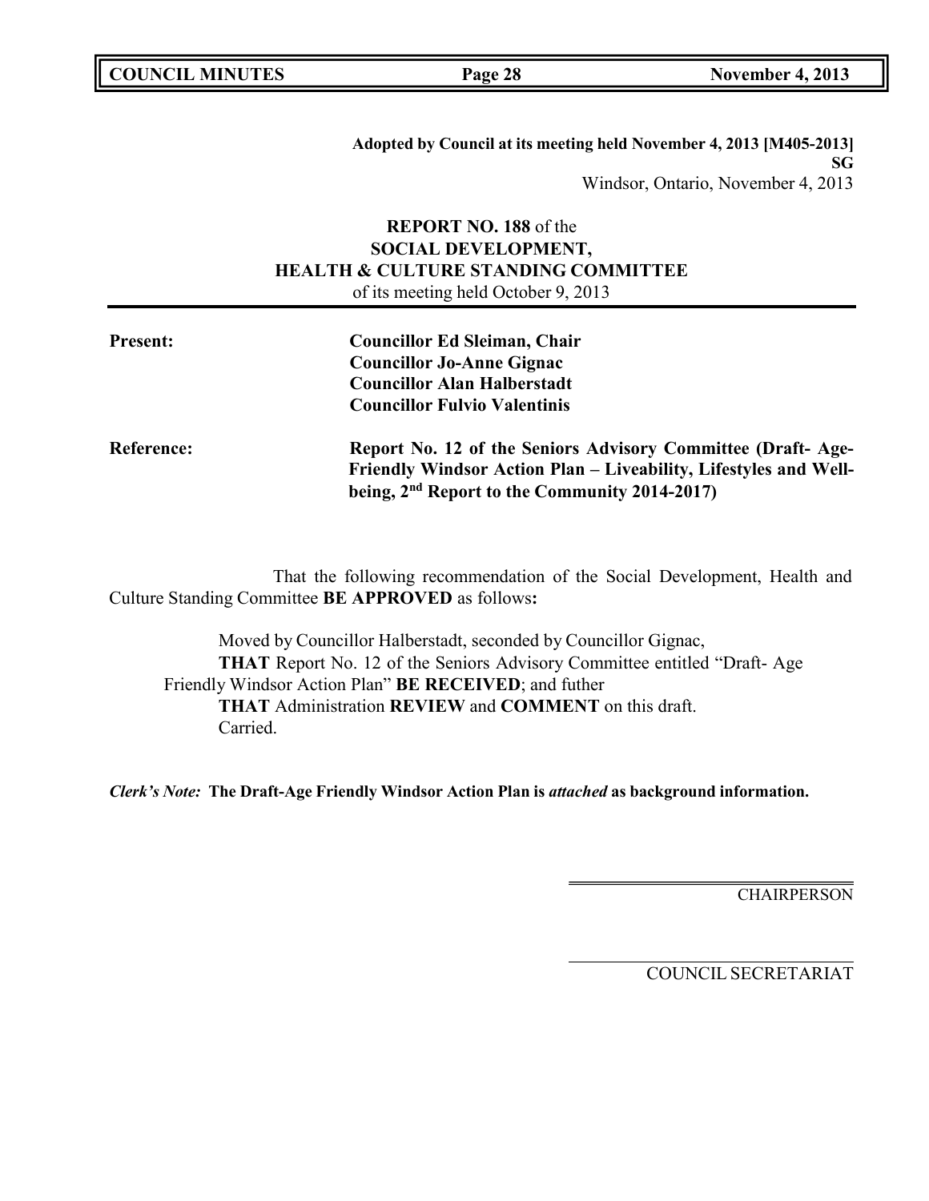**Adopted by Council at its meeting held November 4, 2013 [M405-2013]**
**SG**
Windsor, Ontario, November 4, 2013

**REPORT NO. 188** of the
**SOCIAL DEVELOPMENT,**
**HEALTH & CULTURE STANDING COMMITTEE**
of its meeting held October 9, 2013

**Present:** **Councillor Ed Sleiman, Chair**
**Councillor Jo-Anne Gignac**
**Councillor Alan Halberstadt**
**Councillor Fulvio Valentinis**

**Reference:** **Report No. 12 of the Seniors Advisory Committee (Draft- Age-Friendly Windsor Action Plan – Liveability, Lifestyles and Well-being, 2nd Report to the Community 2014-2017)**

That the following recommendation of the Social Development, Health and Culture Standing Committee **BE APPROVED** as follows**:**

Moved by Councillor Halberstadt, seconded by Councillor Gignac,
**THAT** Report No. 12 of the Seniors Advisory Committee entitled "Draft- Age Friendly Windsor Action Plan" **BE RECEIVED**; and futher
**THAT** Administration **REVIEW** and **COMMENT** on this draft.
Carried.

***Clerk's Note:*** **The Draft-Age Friendly Windsor Action Plan is *attached* as background information.**

CHAIRPERSON

COUNCIL SECRETARIAT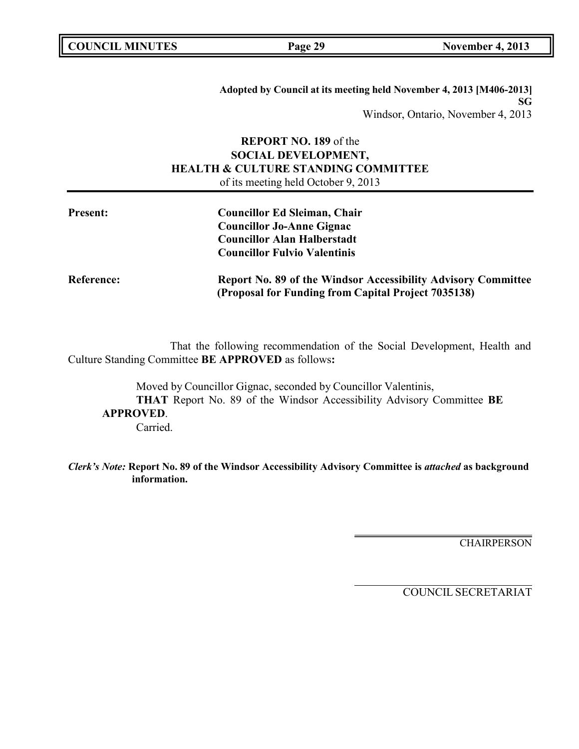**Adopted by Council at its meeting held November 4, 2013 [M406-2013]**
**SG**
Windsor, Ontario, November 4, 2013

**REPORT NO. 189** of the
**SOCIAL DEVELOPMENT,**
**HEALTH & CULTURE STANDING COMMITTEE**
of its meeting held October 9, 2013

---

**Present:** **Councillor Ed Sleiman, Chair**
**Councillor Jo-Anne Gignac**
**Councillor Alan Halberstadt**
**Councillor Fulvio Valentinis**

**Reference:** **Report No. 89 of the Windsor Accessibility Advisory Committee (Proposal for Funding from Capital Project 7035138)**

That the following recommendation of the Social Development, Health and Culture Standing Committee **BE APPROVED** as follows**:**

Moved by Councillor Gignac, seconded by Councillor Valentinis,
**THAT** Report No. 89 of the Windsor Accessibility Advisory Committee **BE APPROVED**.
Carried.

***Clerk's Note:*** **Report No. 89 of the Windsor Accessibility Advisory Committee is *attached* as background information.**

CHAIRPERSON

COUNCIL SECRETARIAT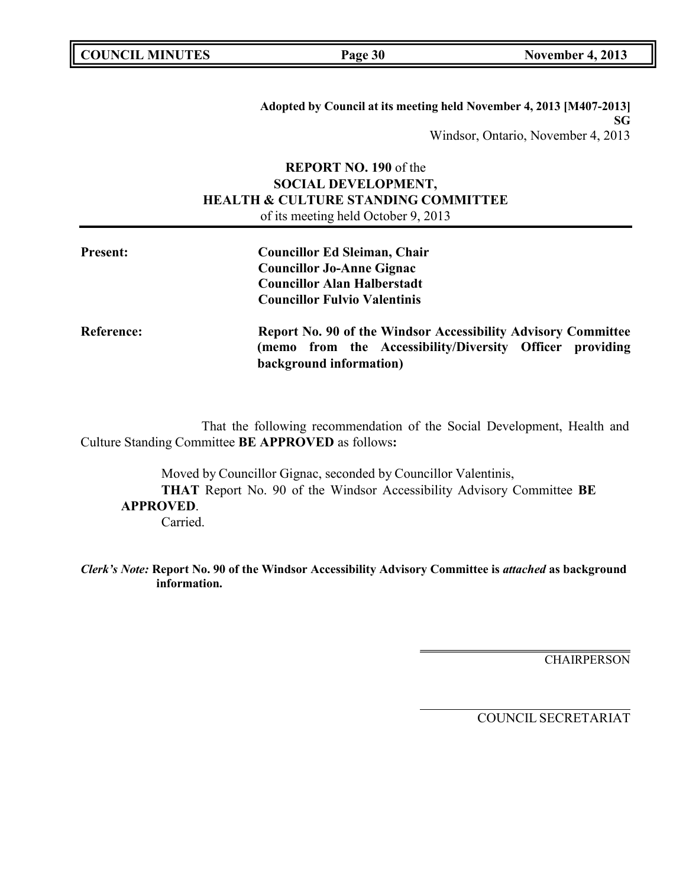**Adopted by Council at its meeting held November 4, 2013 [M407-2013]**
**SG**
Windsor, Ontario, November 4, 2013

**REPORT NO. 190** of the
**SOCIAL DEVELOPMENT,**
**HEALTH & CULTURE STANDING COMMITTEE**
of its meeting held October 9, 2013

**Present:**

**Councillor Ed Sleiman, Chair**
**Councillor Jo-Anne Gignac**
**Councillor Alan Halberstadt**
**Councillor Fulvio Valentinis**

**Reference:** **Report No. 90 of the Windsor Accessibility Advisory Committee (memo from the Accessibility/Diversity Officer providing background information)**

That the following recommendation of the Social Development, Health and Culture Standing Committee **BE APPROVED** as follows**:**

Moved by Councillor Gignac, seconded by Councillor Valentinis,
**THAT** Report No. 90 of the Windsor Accessibility Advisory Committee **BE APPROVED**.
Carried.

***Clerk's Note:*** **Report No. 90 of the Windsor Accessibility Advisory Committee is *attached* as background information.**

CHAIRPERSON

COUNCIL SECRETARIAT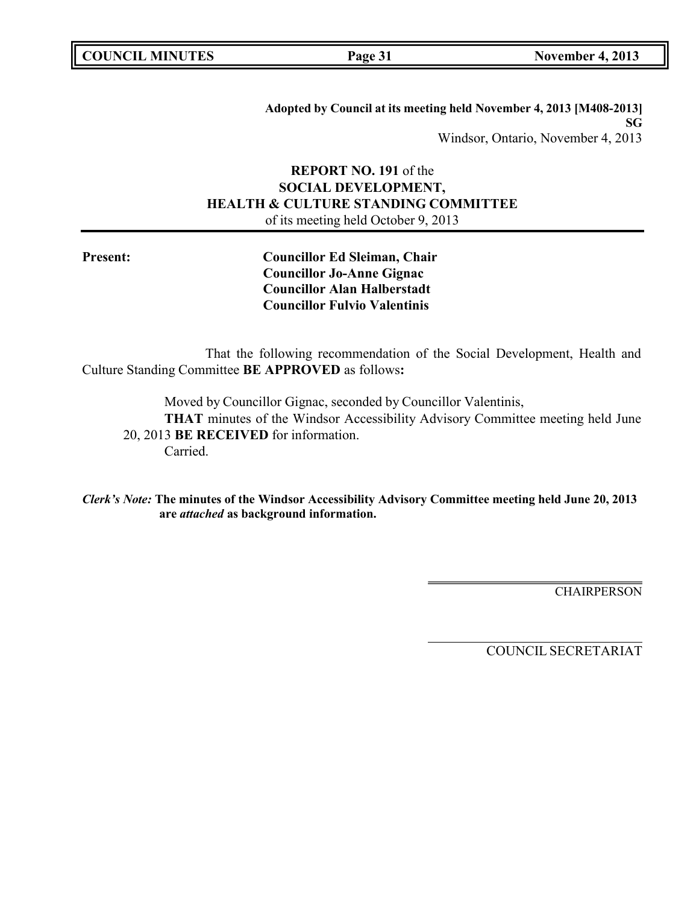**Adopted by Council at its meeting held November 4, 2013 [M408-2013]**
**SG**
Windsor, Ontario, November 4, 2013

**REPORT NO. 191** of the
**SOCIAL DEVELOPMENT,**
**HEALTH & CULTURE STANDING COMMITTEE**
of its meeting held October 9, 2013

**Present:**

**Councillor Ed Sleiman, Chair**
**Councillor Jo-Anne Gignac**
**Councillor Alan Halberstadt**
**Councillor Fulvio Valentinis**

That the following recommendation of the Social Development, Health and Culture Standing Committee **BE APPROVED** as follows**:**

Moved by Councillor Gignac, seconded by Councillor Valentinis,
**THAT** minutes of the Windsor Accessibility Advisory Committee meeting held June 20, 2013 **BE RECEIVED** for information.
Carried.

***Clerk's Note:*** **The minutes of the Windsor Accessibility Advisory Committee meeting held June 20, 2013 are *attached* as background information.**

CHAIRPERSON

COUNCIL SECRETARIAT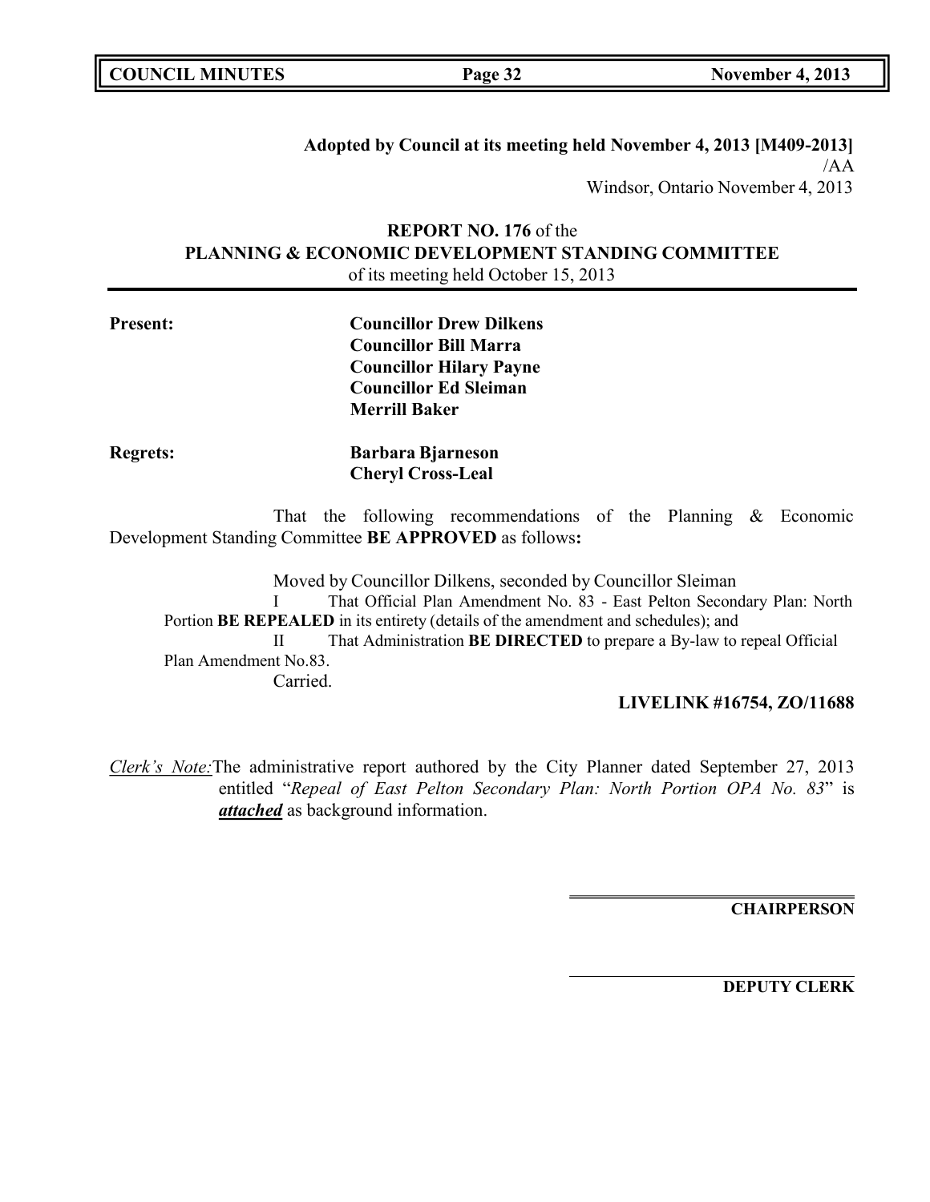**Adopted by Council at its meeting held November 4, 2013 [M409-2013]**
/AA
Windsor, Ontario November 4, 2013

**REPORT NO. 176** of the
**PLANNING & ECONOMIC DEVELOPMENT STANDING COMMITTEE**
of its meeting held October 15, 2013

**Present:** **Councillor Drew Dilkens**
**Councillor Bill Marra**
**Councillor Hilary Payne**
**Councillor Ed Sleiman**
**Merrill Baker**

**Regrets:** **Barbara Bjarneson**
**Cheryl Cross-Leal**

That the following recommendations of the Planning & Economic Development Standing Committee **BE APPROVED** as follows**:**

Moved by Councillor Dilkens, seconded by Councillor Sleiman

I That Official Plan Amendment No. 83 - East Pelton Secondary Plan: North Portion **BE REPEALED** in its entirety (details of the amendment and schedules); and

II That Administration **BE DIRECTED** to prepare a By-law to repeal Official Plan Amendment No.83.

Carried.

**LIVELINK #16754, ZO/11688**

*Clerk's Note:* The administrative report authored by the City Planner dated September 27, 2013 entitled "*Repeal of East Pelton Secondary Plan: North Portion OPA No. 83*" is ***attached*** as background information.

**CHAIRPERSON**

**DEPUTY CLERK**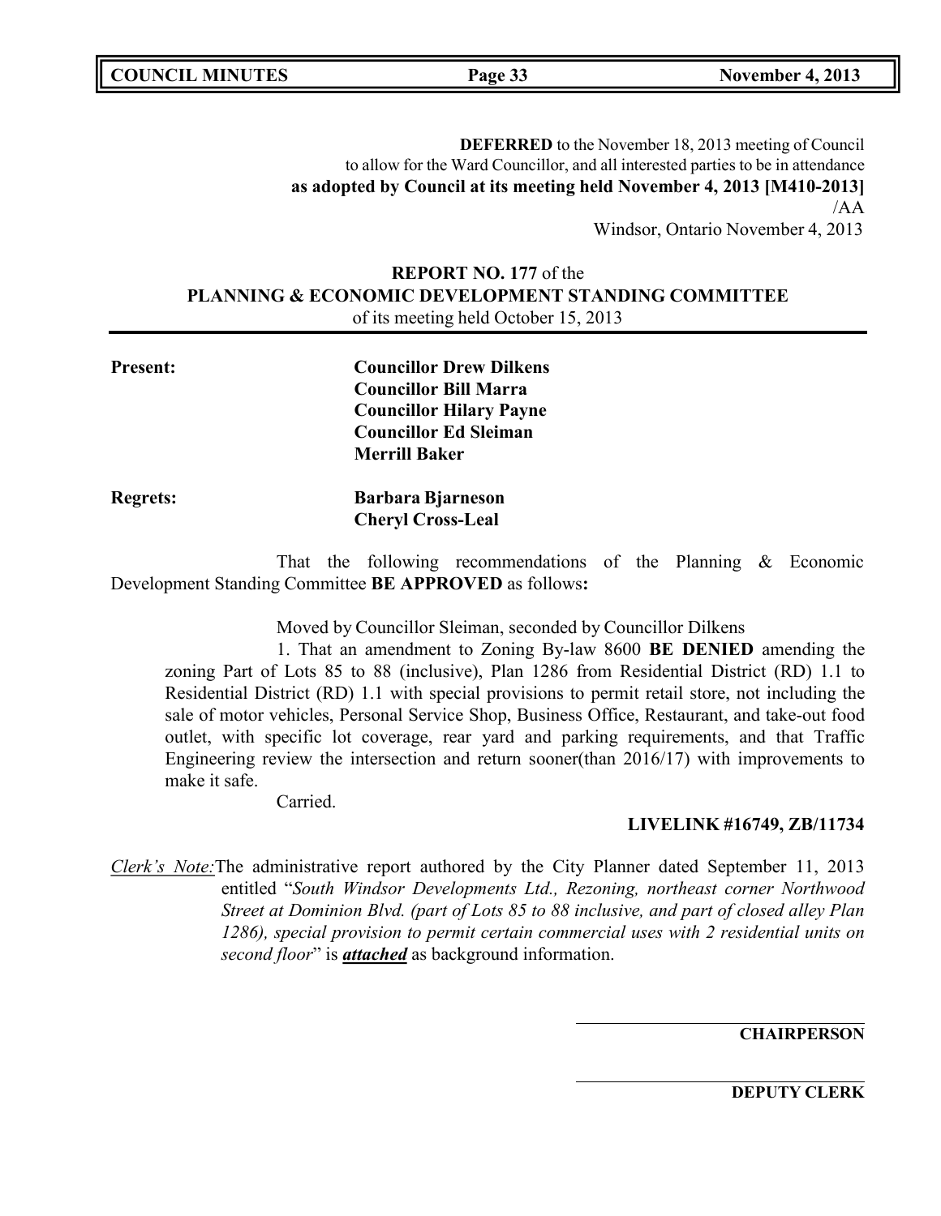**DEFERRED** to the November 18, 2013 meeting of Council
to allow for the Ward Councillor, and all interested parties to be in attendance
**as adopted by Council at its meeting held November 4, 2013 [M410-2013]**
/AA
Windsor, Ontario November 4, 2013

**REPORT NO. 177** of the
**PLANNING & ECONOMIC DEVELOPMENT STANDING COMMITTEE**
of its meeting held October 15, 2013

**Present:** **Councillor Drew Dilkens**
**Councillor Bill Marra**
**Councillor Hilary Payne**
**Councillor Ed Sleiman**
**Merrill Baker**

**Regrets:** **Barbara Bjarneson**
**Cheryl Cross-Leal**

That the following recommendations of the Planning & Economic Development Standing Committee **BE APPROVED** as follows**:**

Moved by Councillor Sleiman, seconded by Councillor Dilkens

1. That an amendment to Zoning By-law 8600 **BE DENIED** amending the zoning Part of Lots 85 to 88 (inclusive), Plan 1286 from Residential District (RD) 1.1 to Residential District (RD) 1.1 with special provisions to permit retail store, not including the sale of motor vehicles, Personal Service Shop, Business Office, Restaurant, and take-out food outlet, with specific lot coverage, rear yard and parking requirements, and that Traffic Engineering review the intersection and return sooner(than 2016/17) with improvements to make it safe.

Carried.

**LIVELINK #16749, ZB/11734**

*Clerk's Note:* The administrative report authored by the City Planner dated September 11, 2013 entitled "*South Windsor Developments Ltd., Rezoning, northeast corner Northwood Street at Dominion Blvd. (part of Lots 85 to 88 inclusive, and part of closed alley Plan 1286), special provision to permit certain commercial uses with 2 residential units on second floor*" is ***attached*** as background information.

**CHAIRPERSON**

**DEPUTY CLERK**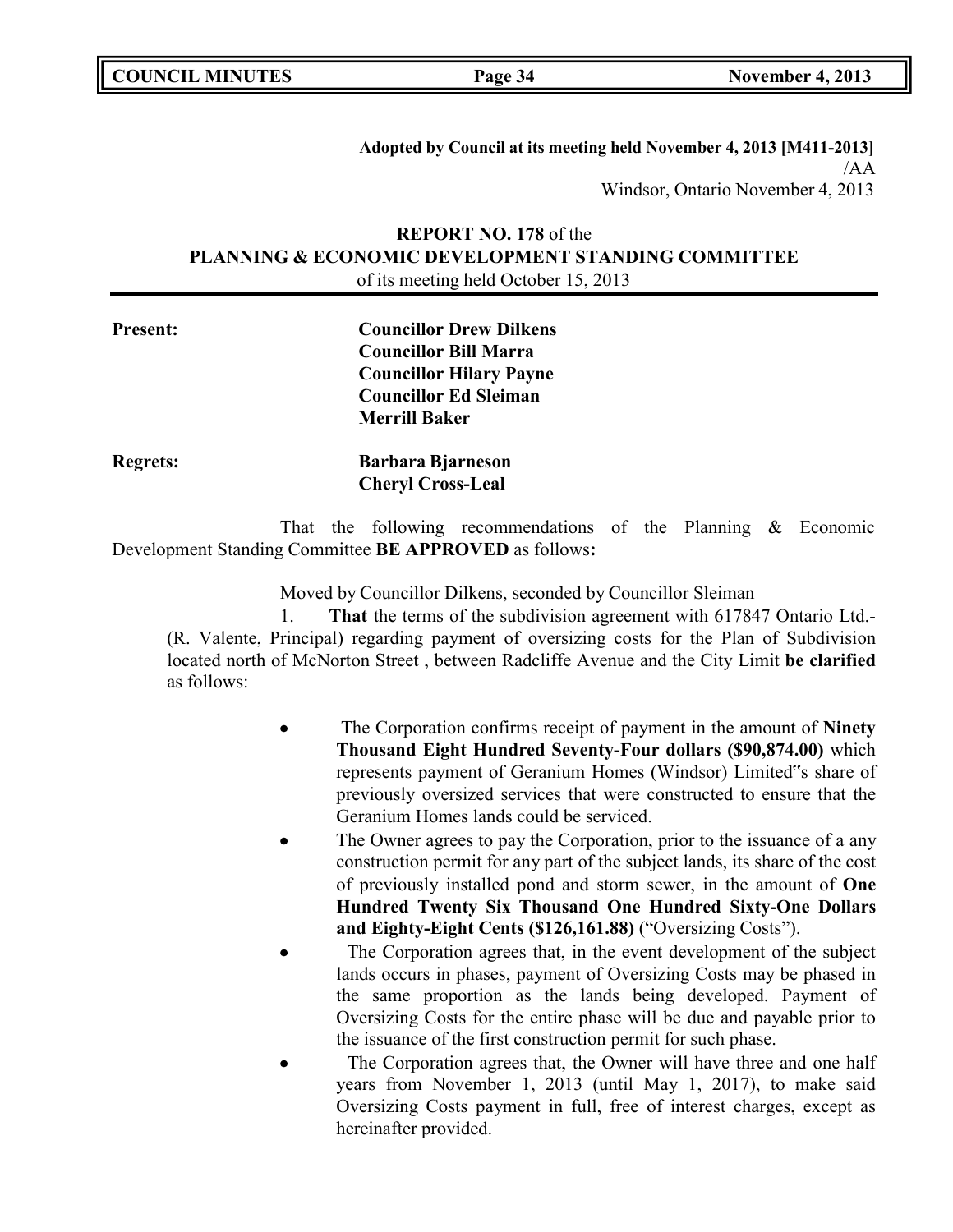**Adopted by Council at its meeting held November 4, 2013 [M411-2013]**
/AA
Windsor, Ontario November 4, 2013

**REPORT NO. 178** of the
**PLANNING & ECONOMIC DEVELOPMENT STANDING COMMITTEE**
of its meeting held October 15, 2013

**Present:**
**Councillor Drew Dilkens**
**Councillor Bill Marra**
**Councillor Hilary Payne**
**Councillor Ed Sleiman**
**Merrill Baker**

**Regrets:**
**Barbara Bjarneson**
**Cheryl Cross-Leal**

That the following recommendations of the Planning & Economic Development Standing Committee **BE APPROVED** as follows**:**

Moved by Councillor Dilkens, seconded by Councillor Sleiman

1. **That** the terms of the subdivision agreement with 617847 Ontario Ltd.- (R. Valente, Principal) regarding payment of oversizing costs for the Plan of Subdivision located north of McNorton Street , between Radcliffe Avenue and the City Limit **be clarified** as follows:

- The Corporation confirms receipt of payment in the amount of **Ninety Thousand Eight Hundred Seventy-Four dollars ($90,874.00)** which represents payment of Geranium Homes (Windsor) Limited"s share of previously oversized services that were constructed to ensure that the Geranium Homes lands could be serviced.
- The Owner agrees to pay the Corporation, prior to the issuance of a any construction permit for any part of the subject lands, its share of the cost of previously installed pond and storm sewer, in the amount of **One Hundred Twenty Six Thousand One Hundred Sixty-One Dollars and Eighty-Eight Cents ($126,161.88)** ("Oversizing Costs").
- The Corporation agrees that, in the event development of the subject lands occurs in phases, payment of Oversizing Costs may be phased in the same proportion as the lands being developed. Payment of Oversizing Costs for the entire phase will be due and payable prior to the issuance of the first construction permit for such phase.
- The Corporation agrees that, the Owner will have three and one half years from November 1, 2013 (until May 1, 2017), to make said Oversizing Costs payment in full, free of interest charges, except as hereinafter provided.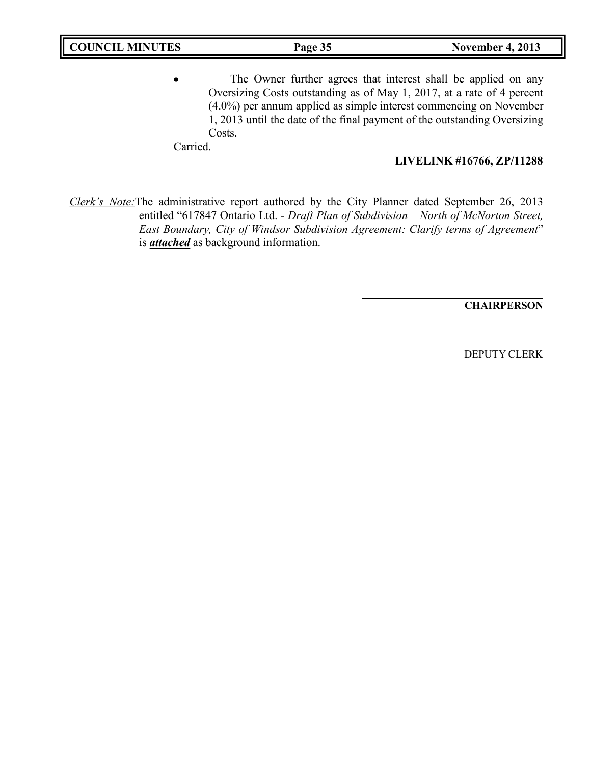- The Owner further agrees that interest shall be applied on any Oversizing Costs outstanding as of May 1, 2017, at a rate of 4 percent (4.0%) per annum applied as simple interest commencing on November 1, 2013 until the date of the final payment of the outstanding Oversizing Costs.

Carried.

**LIVELINK #16766, ZP/11288**

*Clerk's Note:* The administrative report authored by the City Planner dated September 26, 2013 entitled "617847 Ontario Ltd. - *Draft Plan of Subdivision – North of McNorton Street, East Boundary, City of Windsor Subdivision Agreement: Clarify terms of Agreement*" is ***attached*** as background information.

**CHAIRPERSON**

DEPUTY CLERK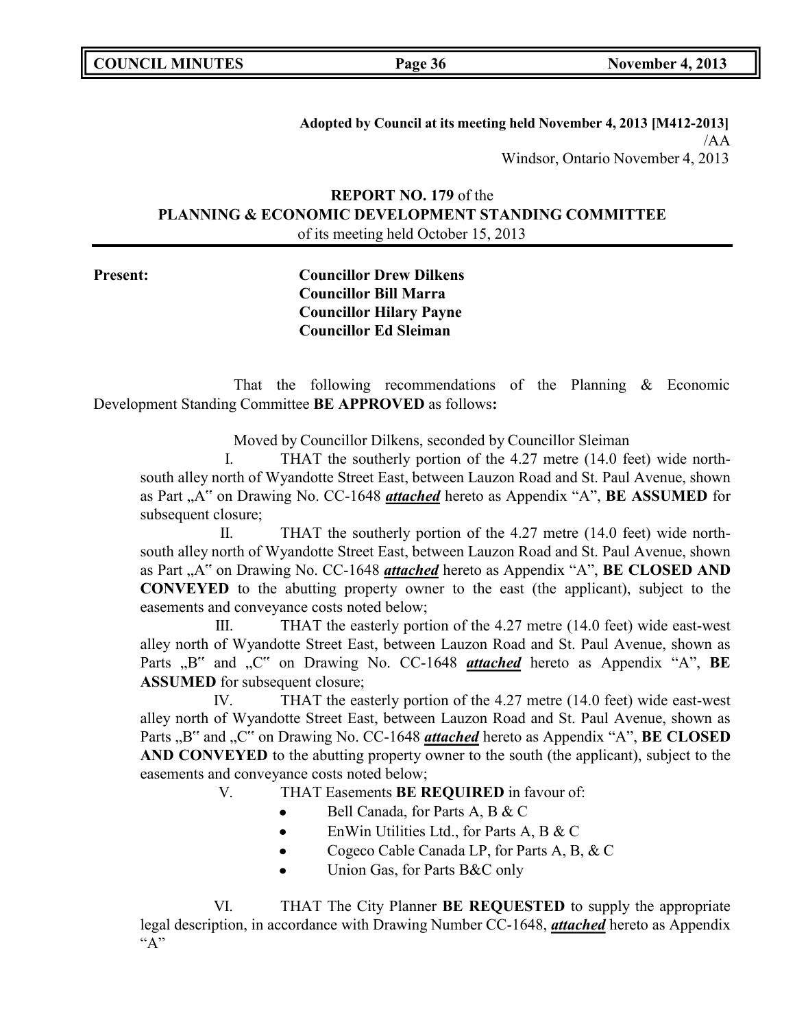**Adopted by Council at its meeting held November 4, 2013 [M412-2013]**
/AA
Windsor, Ontario November 4, 2013

**REPORT NO. 179** of the
**PLANNING & ECONOMIC DEVELOPMENT STANDING COMMITTEE**
of its meeting held October 15, 2013

**Present:** **Councillor Drew Dilkens**
**Councillor Bill Marra**
**Councillor Hilary Payne**
**Councillor Ed Sleiman**

That the following recommendations of the Planning & Economic Development Standing Committee **BE APPROVED** as follows**:**

Moved by Councillor Dilkens, seconded by Councillor Sleiman

I. THAT the southerly portion of the 4.27 metre (14.0 feet) wide north-south alley north of Wyandotte Street East, between Lauzon Road and St. Paul Avenue, shown as Part „A" on Drawing No. CC-1648 ***attached*** hereto as Appendix "A", **BE ASSUMED** for subsequent closure;

II. THAT the southerly portion of the 4.27 metre (14.0 feet) wide north-south alley north of Wyandotte Street East, between Lauzon Road and St. Paul Avenue, shown as Part „A" on Drawing No. CC-1648 ***attached*** hereto as Appendix "A", **BE CLOSED AND CONVEYED** to the abutting property owner to the east (the applicant), subject to the easements and conveyance costs noted below;

III. THAT the easterly portion of the 4.27 metre (14.0 feet) wide east-west alley north of Wyandotte Street East, between Lauzon Road and St. Paul Avenue, shown as Parts „B" and „C" on Drawing No. CC-1648 ***attached*** hereto as Appendix "A", **BE ASSUMED** for subsequent closure;

IV. THAT the easterly portion of the 4.27 metre (14.0 feet) wide east-west alley north of Wyandotte Street East, between Lauzon Road and St. Paul Avenue, shown as Parts „B" and „C" on Drawing No. CC-1648 ***attached*** hereto as Appendix "A", **BE CLOSED AND CONVEYED** to the abutting property owner to the south (the applicant), subject to the easements and conveyance costs noted below;

V. THAT Easements **BE REQUIRED** in favour of:

- Bell Canada, for Parts A, B & C
- EnWin Utilities Ltd., for Parts A, B & C
- Cogeco Cable Canada LP, for Parts A, B, & C
- Union Gas, for Parts B&C only

VI. THAT The City Planner **BE REQUESTED** to supply the appropriate legal description, in accordance with Drawing Number CC-1648, ***attached*** hereto as Appendix "A"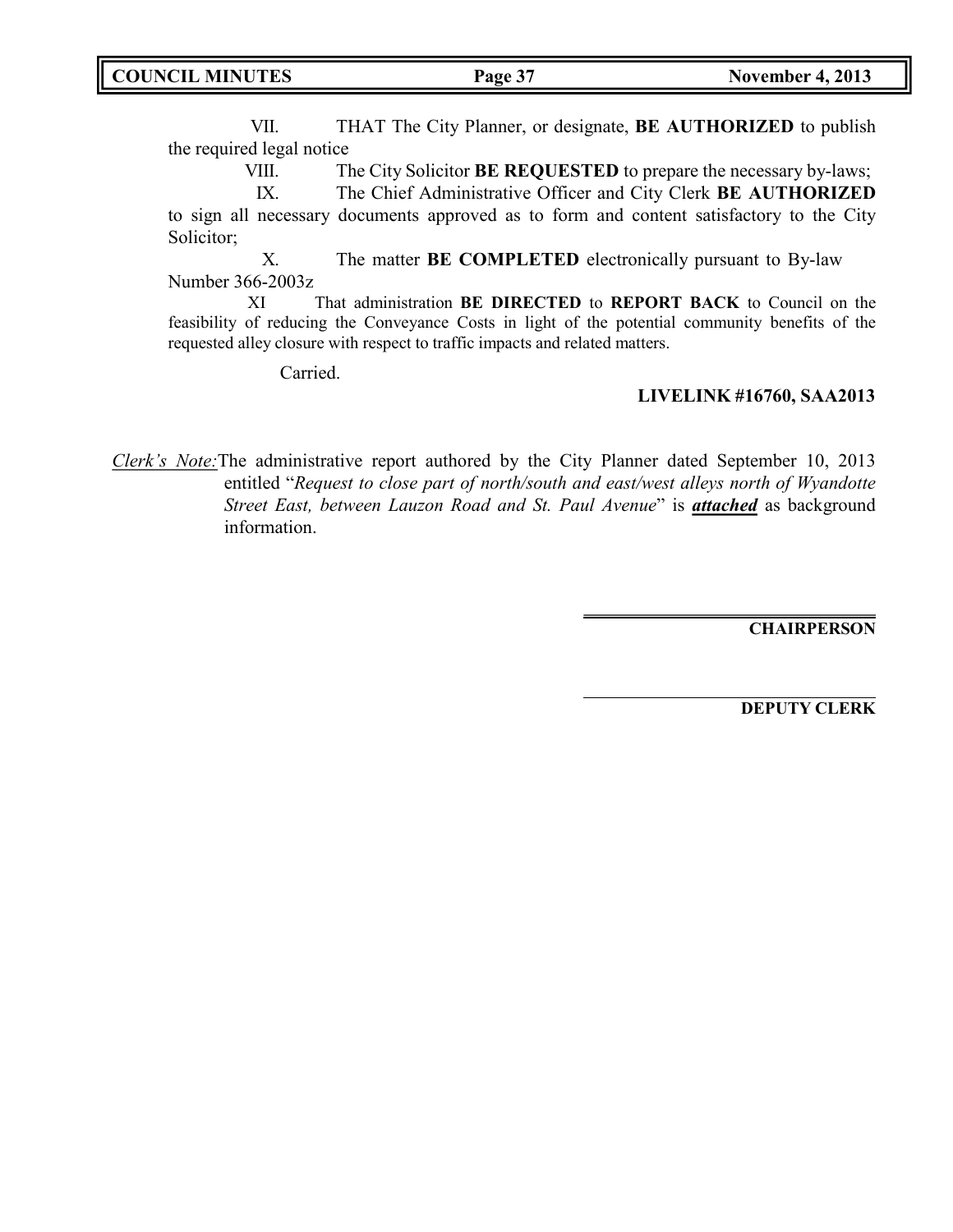VII. THAT The City Planner, or designate, **BE AUTHORIZED** to publish the required legal notice

VIII. The City Solicitor **BE REQUESTED** to prepare the necessary by-laws;

IX. The Chief Administrative Officer and City Clerk **BE AUTHORIZED** to sign all necessary documents approved as to form and content satisfactory to the City Solicitor;

X. The matter **BE COMPLETED** electronically pursuant to By-law Number 366-2003z

XI That administration **BE DIRECTED** to **REPORT BACK** to Council on the feasibility of reducing the Conveyance Costs in light of the potential community benefits of the requested alley closure with respect to traffic impacts and related matters.

Carried.

**LIVELINK #16760, SAA2013**

*Clerk's Note:* The administrative report authored by the City Planner dated September 10, 2013 entitled "*Request to close part of north/south and east/west alleys north of Wyandotte Street East, between Lauzon Road and St. Paul Avenue*" is ***attached*** as background information.

**CHAIRPERSON**

**DEPUTY CLERK**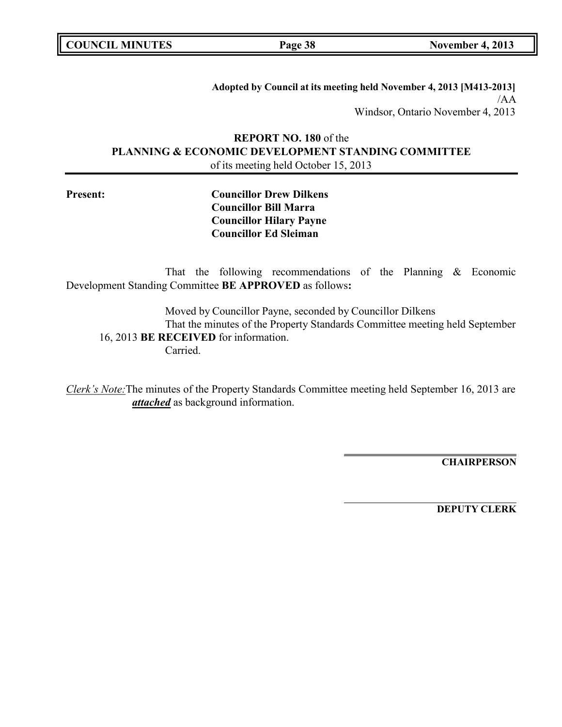**Adopted by Council at its meeting held November 4, 2013 [M413-2013]**
/AA
Windsor, Ontario November 4, 2013

**REPORT NO. 180** of the
**PLANNING & ECONOMIC DEVELOPMENT STANDING COMMITTEE**
of its meeting held October 15, 2013

**Present:**

**Councillor Drew Dilkens**
**Councillor Bill Marra**
**Councillor Hilary Payne**
**Councillor Ed Sleiman**

That the following recommendations of the Planning & Economic Development Standing Committee **BE APPROVED** as follows**:**

Moved by Councillor Payne, seconded by Councillor Dilkens
That the minutes of the Property Standards Committee meeting held September 16, 2013 **BE RECEIVED** for information.
Carried.

*Clerk's Note:* The minutes of the Property Standards Committee meeting held September 16, 2013 are ***attached*** as background information.

**CHAIRPERSON**

**DEPUTY CLERK**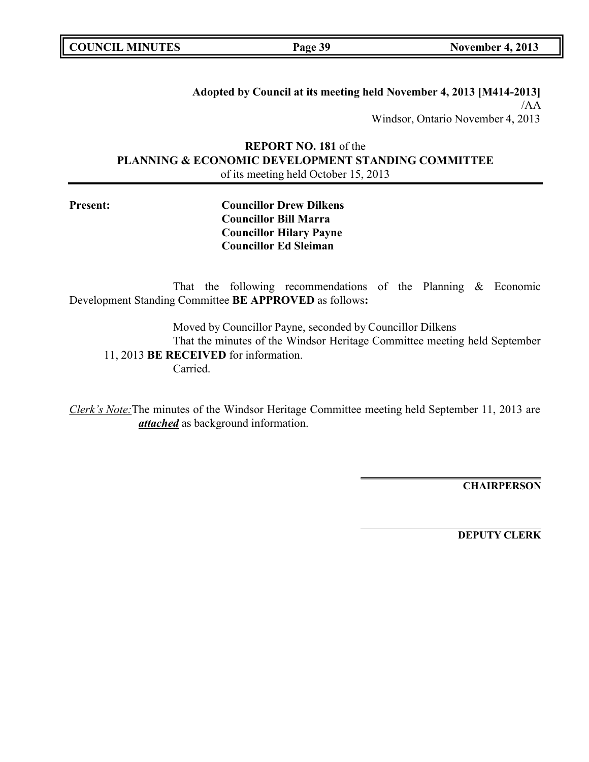**Adopted by Council at its meeting held November 4, 2013 [M414-2013]**
/AA
Windsor, Ontario November 4, 2013

**REPORT NO. 181** of the
**PLANNING & ECONOMIC DEVELOPMENT STANDING COMMITTEE**
of its meeting held October 15, 2013

**Present:**

**Councillor Drew Dilkens**
**Councillor Bill Marra**
**Councillor Hilary Payne**
**Councillor Ed Sleiman**

That the following recommendations of the Planning & Economic Development Standing Committee **BE APPROVED** as follows**:**

Moved by Councillor Payne, seconded by Councillor Dilkens
That the minutes of the Windsor Heritage Committee meeting held September 11, 2013 **BE RECEIVED** for information.
Carried.

*Clerk's Note:* The minutes of the Windsor Heritage Committee meeting held September 11, 2013 are ***attached*** as background information.

**CHAIRPERSON**

**DEPUTY CLERK**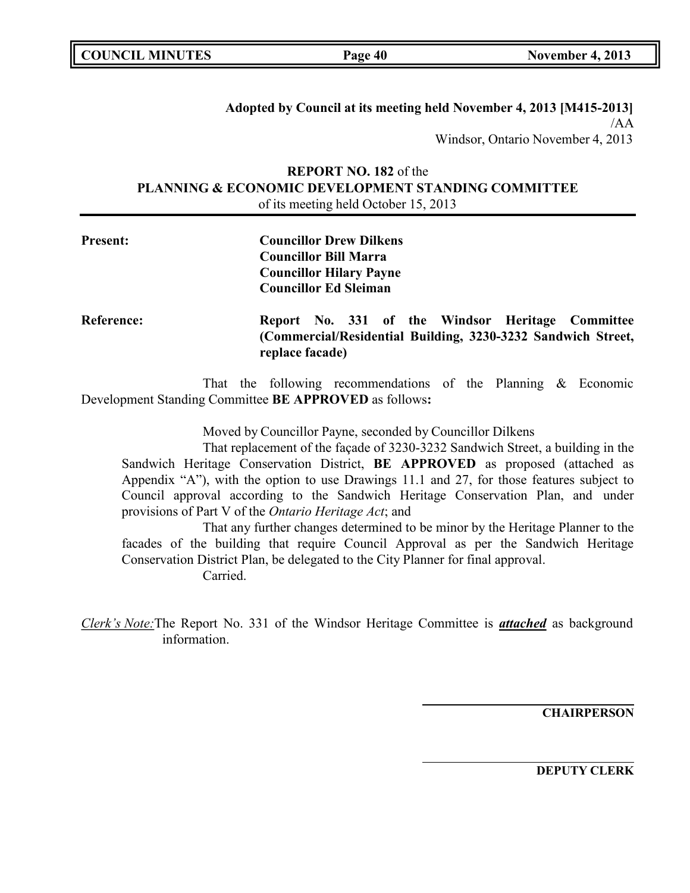**Adopted by Council at its meeting held November 4, 2013 [M415-2013]**
/AA
Windsor, Ontario November 4, 2013

**REPORT NO. 182** of the
**PLANNING & ECONOMIC DEVELOPMENT STANDING COMMITTEE**
of its meeting held October 15, 2013

**Present:** **Councillor Drew Dilkens**
**Councillor Bill Marra**
**Councillor Hilary Payne**
**Councillor Ed Sleiman**

**Reference:** **Report No. 331 of the Windsor Heritage Committee (Commercial/Residential Building, 3230-3232 Sandwich Street, replace facade)**

That the following recommendations of the Planning & Economic Development Standing Committee **BE APPROVED** as follows**:**

Moved by Councillor Payne, seconded by Councillor Dilkens

That replacement of the façade of 3230-3232 Sandwich Street, a building in the Sandwich Heritage Conservation District, **BE APPROVED** as proposed (attached as Appendix "A"), with the option to use Drawings 11.1 and 27, for those features subject to Council approval according to the Sandwich Heritage Conservation Plan, and under provisions of Part V of the *Ontario Heritage Act*; and

That any further changes determined to be minor by the Heritage Planner to the facades of the building that require Council Approval as per the Sandwich Heritage Conservation District Plan, be delegated to the City Planner for final approval.

Carried.

*Clerk's Note:* The Report No. 331 of the Windsor Heritage Committee is ***attached*** as background information.

**CHAIRPERSON**

**DEPUTY CLERK**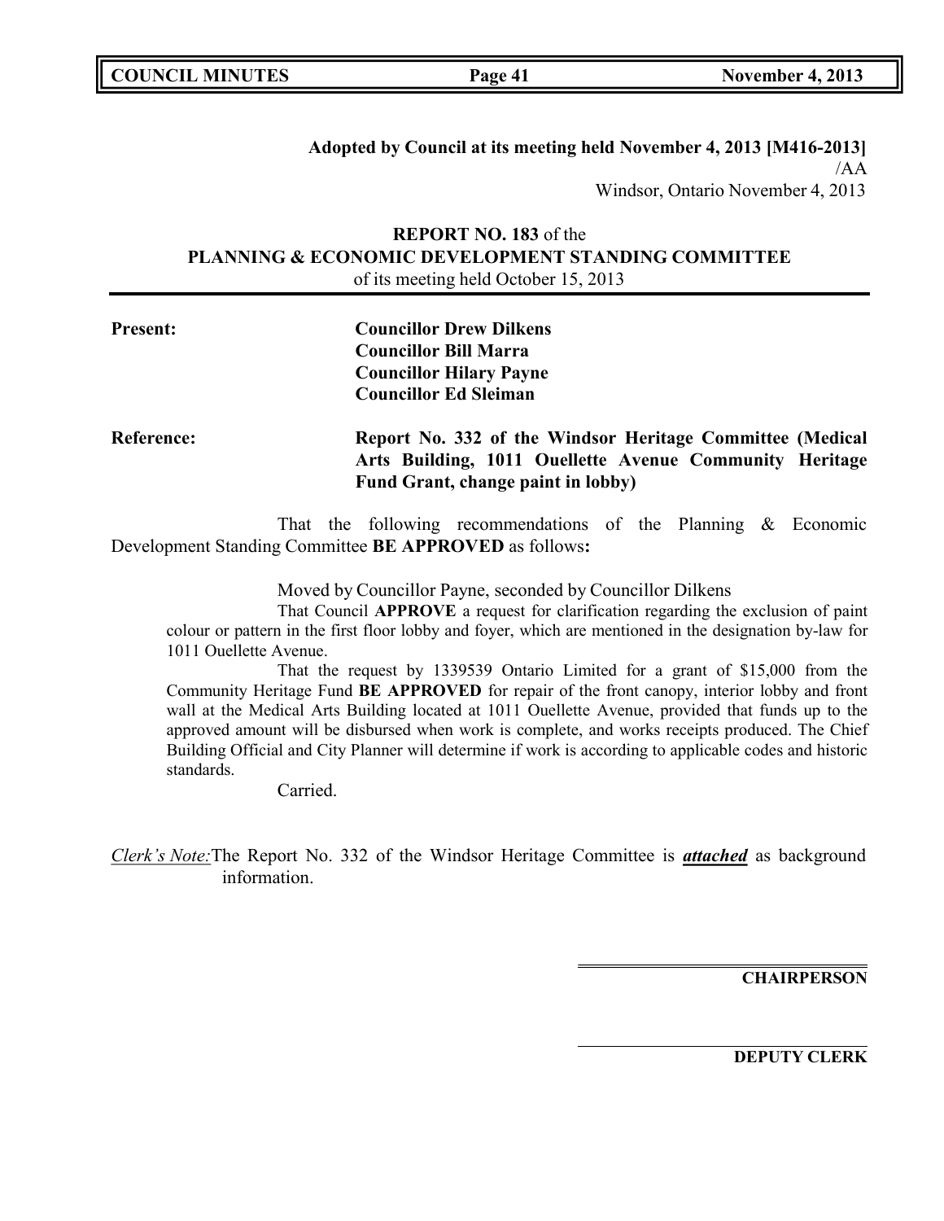**Adopted by Council at its meeting held November 4, 2013 [M416-2013]**
/AA
Windsor, Ontario November 4, 2013

**REPORT NO. 183** of the
**PLANNING & ECONOMIC DEVELOPMENT STANDING COMMITTEE**
of its meeting held October 15, 2013

**Present:**

**Councillor Drew Dilkens**
**Councillor Bill Marra**
**Councillor Hilary Payne**
**Councillor Ed Sleiman**

**Reference:** **Report No. 332 of the Windsor Heritage Committee (Medical Arts Building, 1011 Ouellette Avenue Community Heritage Fund Grant, change paint in lobby)**

That the following recommendations of the Planning & Economic Development Standing Committee **BE APPROVED** as follows**:**

Moved by Councillor Payne, seconded by Councillor Dilkens

That Council **APPROVE** a request for clarification regarding the exclusion of paint colour or pattern in the first floor lobby and foyer, which are mentioned in the designation by-law for 1011 Ouellette Avenue.

That the request by 1339539 Ontario Limited for a grant of $15,000 from the Community Heritage Fund **BE APPROVED** for repair of the front canopy, interior lobby and front wall at the Medical Arts Building located at 1011 Ouellette Avenue, provided that funds up to the approved amount will be disbursed when work is complete, and works receipts produced. The Chief Building Official and City Planner will determine if work is according to applicable codes and historic standards.

Carried.

*Clerk's Note:* The Report No. 332 of the Windsor Heritage Committee is ***attached*** as background information.

**CHAIRPERSON**

**DEPUTY CLERK**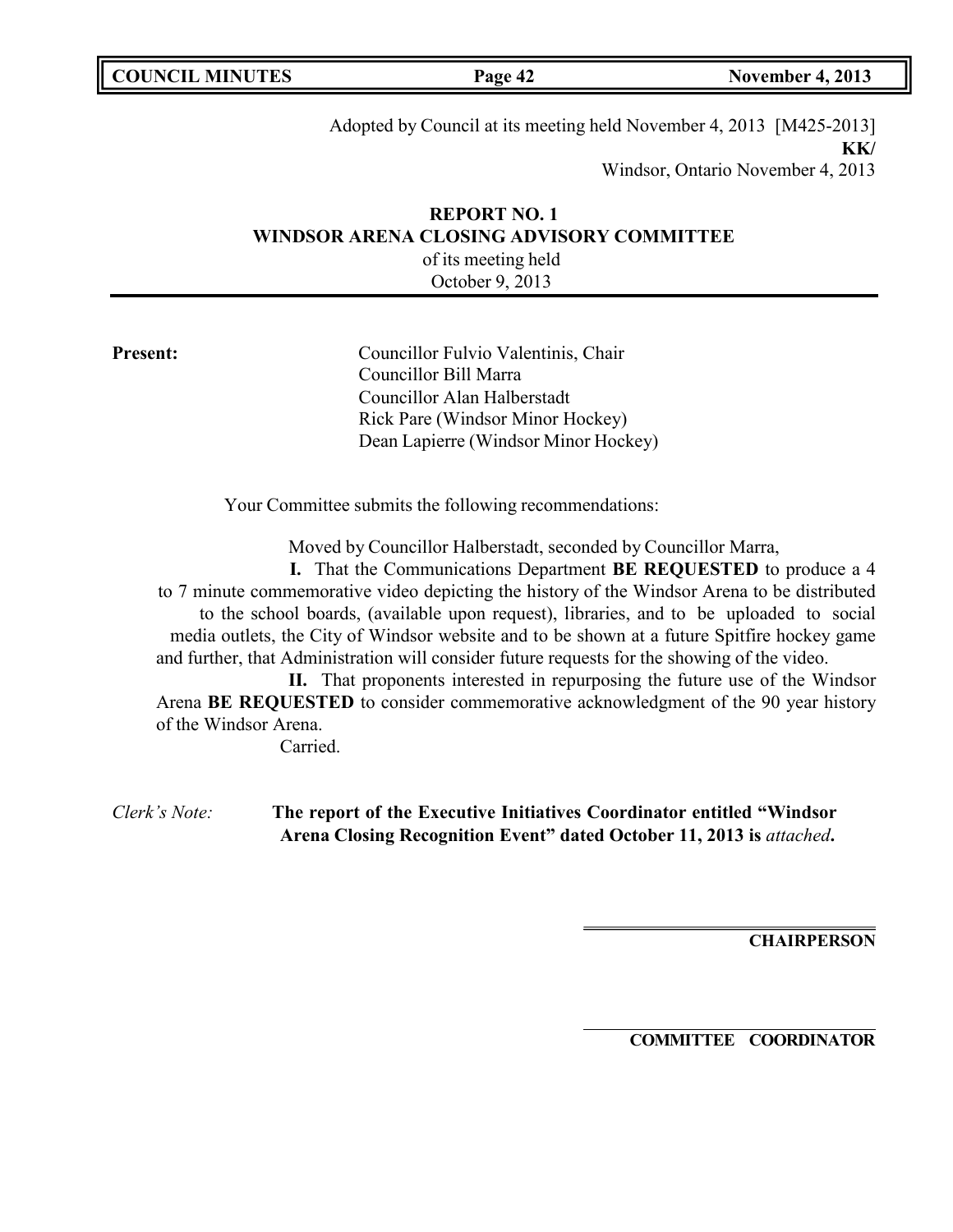Adopted by Council at its meeting held November 4, 2013 [M425-2013]

**KK/**

Windsor, Ontario November 4, 2013

**REPORT NO. 1**
**WINDSOR ARENA CLOSING ADVISORY COMMITTEE**
of its meeting held
October 9, 2013

**Present:**

Councillor Fulvio Valentinis, Chair
Councillor Bill Marra
Councillor Alan Halberstadt
Rick Pare (Windsor Minor Hockey)
Dean Lapierre (Windsor Minor Hockey)

Your Committee submits the following recommendations:

Moved by Councillor Halberstadt, seconded by Councillor Marra,

**I.** That the Communications Department **BE REQUESTED** to produce a 4 to 7 minute commemorative video depicting the history of the Windsor Arena to be distributed to the school boards, (available upon request), libraries, and to be uploaded to social media outlets, the City of Windsor website and to be shown at a future Spitfire hockey game and further, that Administration will consider future requests for the showing of the video.

**II.** That proponents interested in repurposing the future use of the Windsor Arena **BE REQUESTED** to consider commemorative acknowledgment of the 90 year history of the Windsor Arena.

Carried.

*Clerk's Note:* **The report of the Executive Initiatives Coordinator entitled "Windsor Arena Closing Recognition Event" dated October 11, 2013 is** ***attached*****.**

**CHAIRPERSON**

**COMMITTEE COORDINATOR**